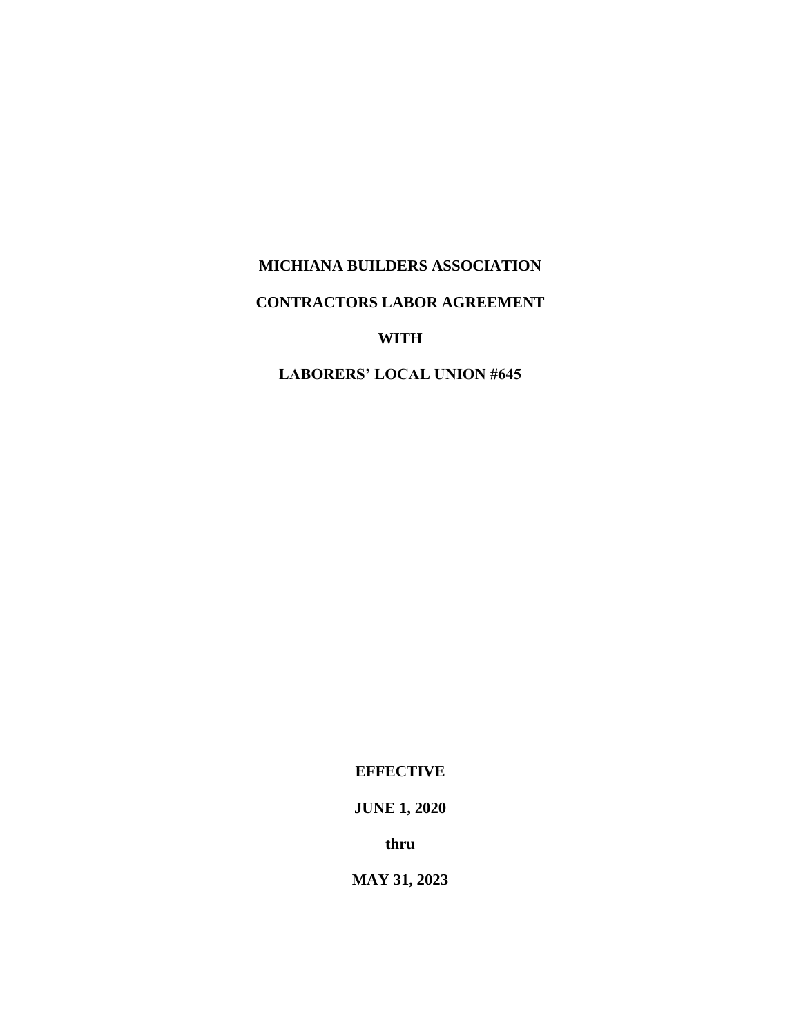# MICHIANA BUILDERS ASSOCIATION

# CONTRACTORS LABOR AGREEMENT

# WITH

# LABORERS' LOCAL UNION #645

**EFFECTIVE**

**JUNE 1, 2020**

**thru**

**MAY 31, 2023**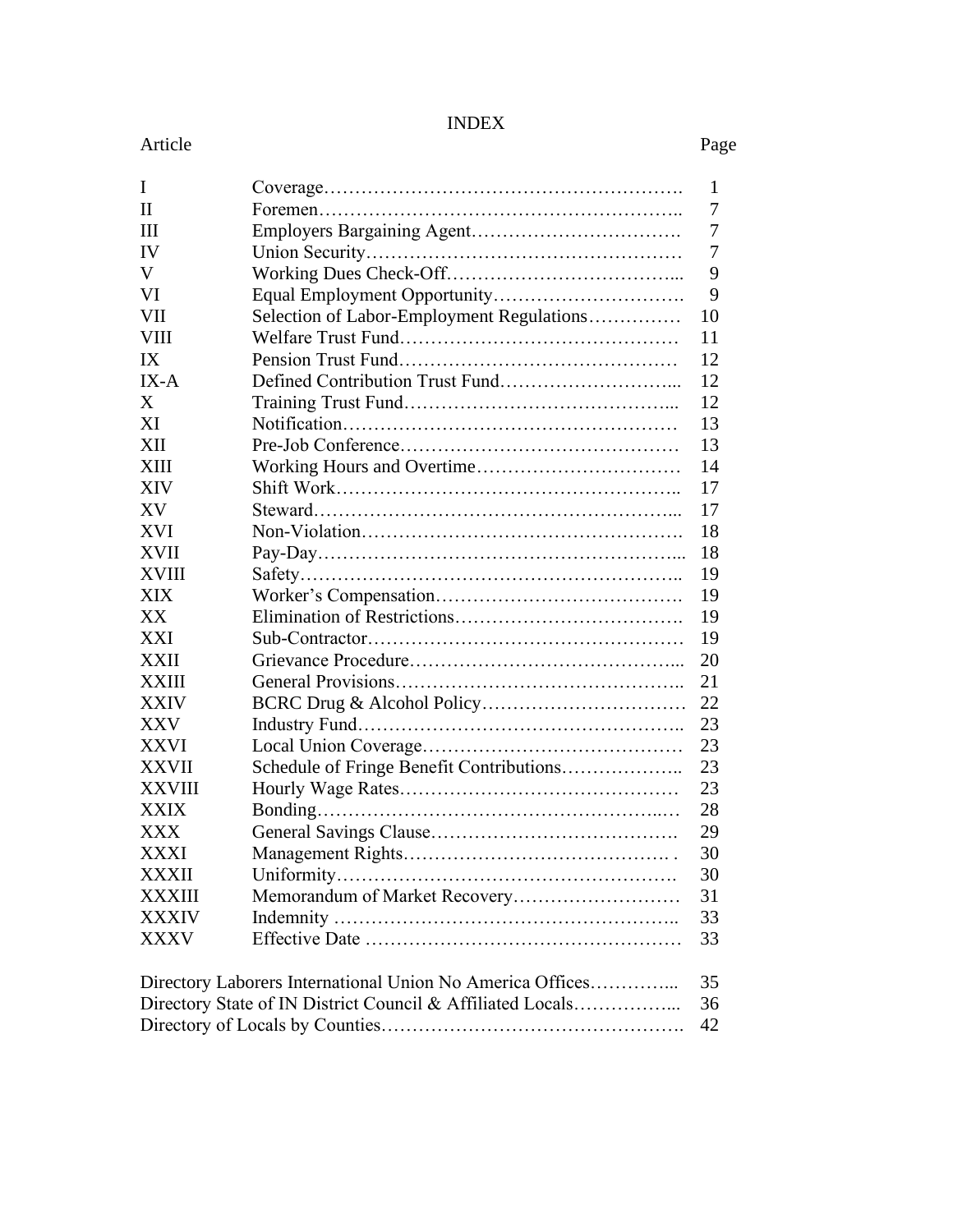# INDEX

| Article | | Page |
|---|---|---|
| I | Coverage | 1 |
| II | Foremen | 7 |
| III | Employers Bargaining Agent | 7 |
| IV | Union Security | 7 |
| V | Working Dues Check-Off | 9 |
| VI | Equal Employment Opportunity | 9 |
| VII | Selection of Labor-Employment Regulations | 10 |
| VIII | Welfare Trust Fund | 11 |
| IX | Pension Trust Fund | 12 |
| IX-A | Defined Contribution Trust Fund | 12 |
| X | Training Trust Fund | 12 |
| XI | Notification | 13 |
| XII | Pre-Job Conference | 13 |
| XIII | Working Hours and Overtime | 14 |
| XIV | Shift Work | 17 |
| XV | Steward | 17 |
| XVI | Non-Violation | 18 |
| XVII | Pay-Day | 18 |
| XVIII | Safety | 19 |
| XIX | Worker's Compensation | 19 |
| XX | Elimination of Restrictions | 19 |
| XXI | Sub-Contractor | 19 |
| XXII | Grievance Procedure | 20 |
| XXIII | General Provisions | 21 |
| XXIV | BCRC Drug & Alcohol Policy | 22 |
| XXV | Industry Fund | 23 |
| XXVI | Local Union Coverage | 23 |
| XXVII | Schedule of Fringe Benefit Contributions | 23 |
| XXVIII | Hourly Wage Rates | 23 |
| XXIX | Bonding | 28 |
| XXX | General Savings Clause | 29 |
| XXXI | Management Rights | 30 |
| XXXII | Uniformity | 30 |
| XXXIII | Memorandum of Market Recovery | 31 |
| XXXIV | Indemnity | 33 |
| XXXV | Effective Date | 33 |

| | Page |
|---|---|
| Directory Laborers International Union No America Offices | 35 |
| Directory State of IN District Council & Affiliated Locals | 36 |
| Directory of Locals by Counties | 42 |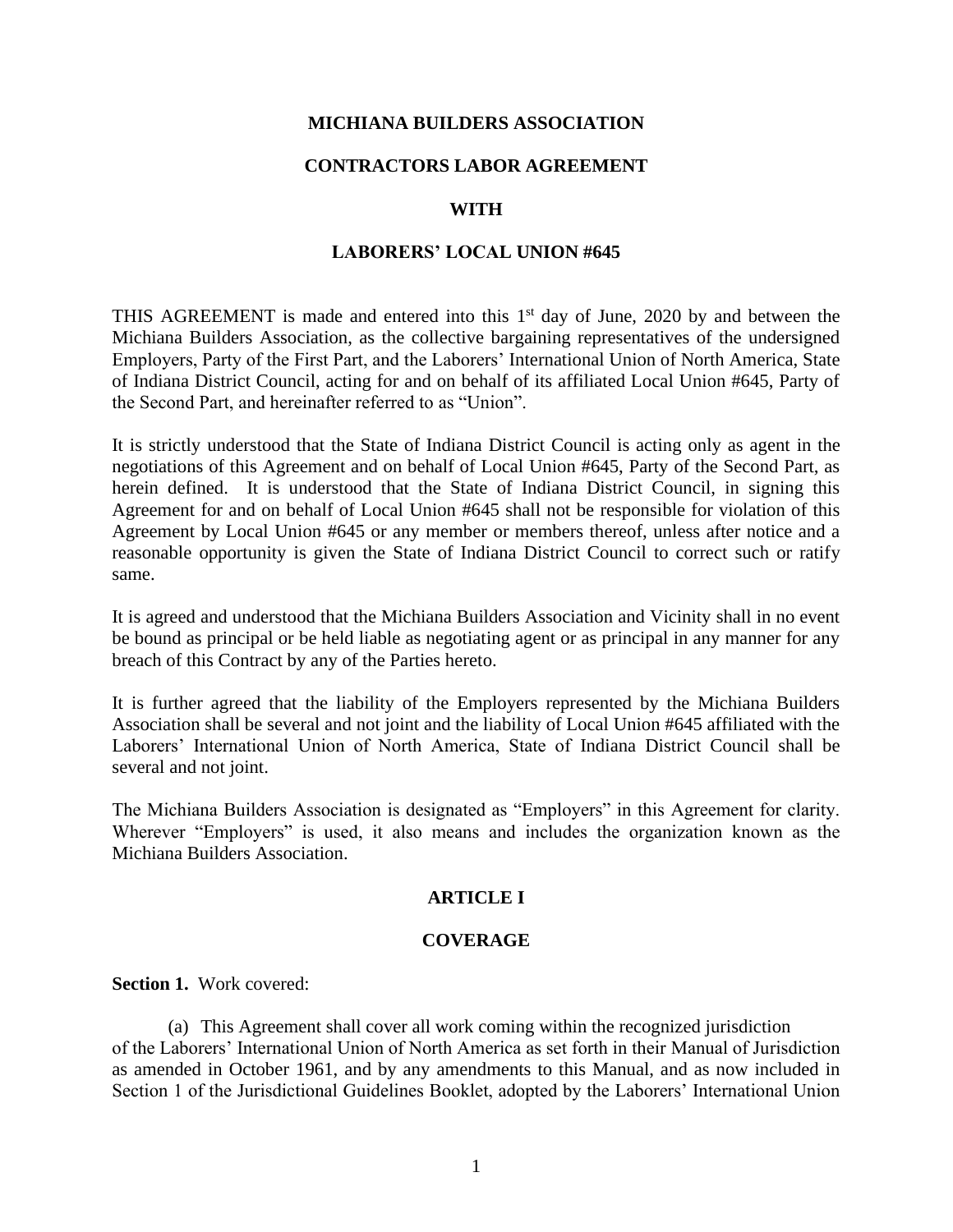**MICHIANA BUILDERS ASSOCIATION**

**CONTRACTORS LABOR AGREEMENT**

**WITH**

**LABORERS' LOCAL UNION #645**

THIS AGREEMENT is made and entered into this 1st day of June, 2020 by and between the Michiana Builders Association, as the collective bargaining representatives of the undersigned Employers, Party of the First Part, and the Laborers' International Union of North America, State of Indiana District Council, acting for and on behalf of its affiliated Local Union #645, Party of the Second Part, and hereinafter referred to as "Union".

It is strictly understood that the State of Indiana District Council is acting only as agent in the negotiations of this Agreement and on behalf of Local Union #645, Party of the Second Part, as herein defined. It is understood that the State of Indiana District Council, in signing this Agreement for and on behalf of Local Union #645 shall not be responsible for violation of this Agreement by Local Union #645 or any member or members thereof, unless after notice and a reasonable opportunity is given the State of Indiana District Council to correct such or ratify same.

It is agreed and understood that the Michiana Builders Association and Vicinity shall in no event be bound as principal or be held liable as negotiating agent or as principal in any manner for any breach of this Contract by any of the Parties hereto.

It is further agreed that the liability of the Employers represented by the Michiana Builders Association shall be several and not joint and the liability of Local Union #645 affiliated with the Laborers' International Union of North America, State of Indiana District Council shall be several and not joint.

The Michiana Builders Association is designated as "Employers" in this Agreement for clarity. Wherever "Employers" is used, it also means and includes the organization known as the Michiana Builders Association.

## ARTICLE I

## COVERAGE

**Section 1.** Work covered:

(a) This Agreement shall cover all work coming within the recognized jurisdiction of the Laborers' International Union of North America as set forth in their Manual of Jurisdiction as amended in October 1961, and by any amendments to this Manual, and as now included in Section 1 of the Jurisdictional Guidelines Booklet, adopted by the Laborers' International Union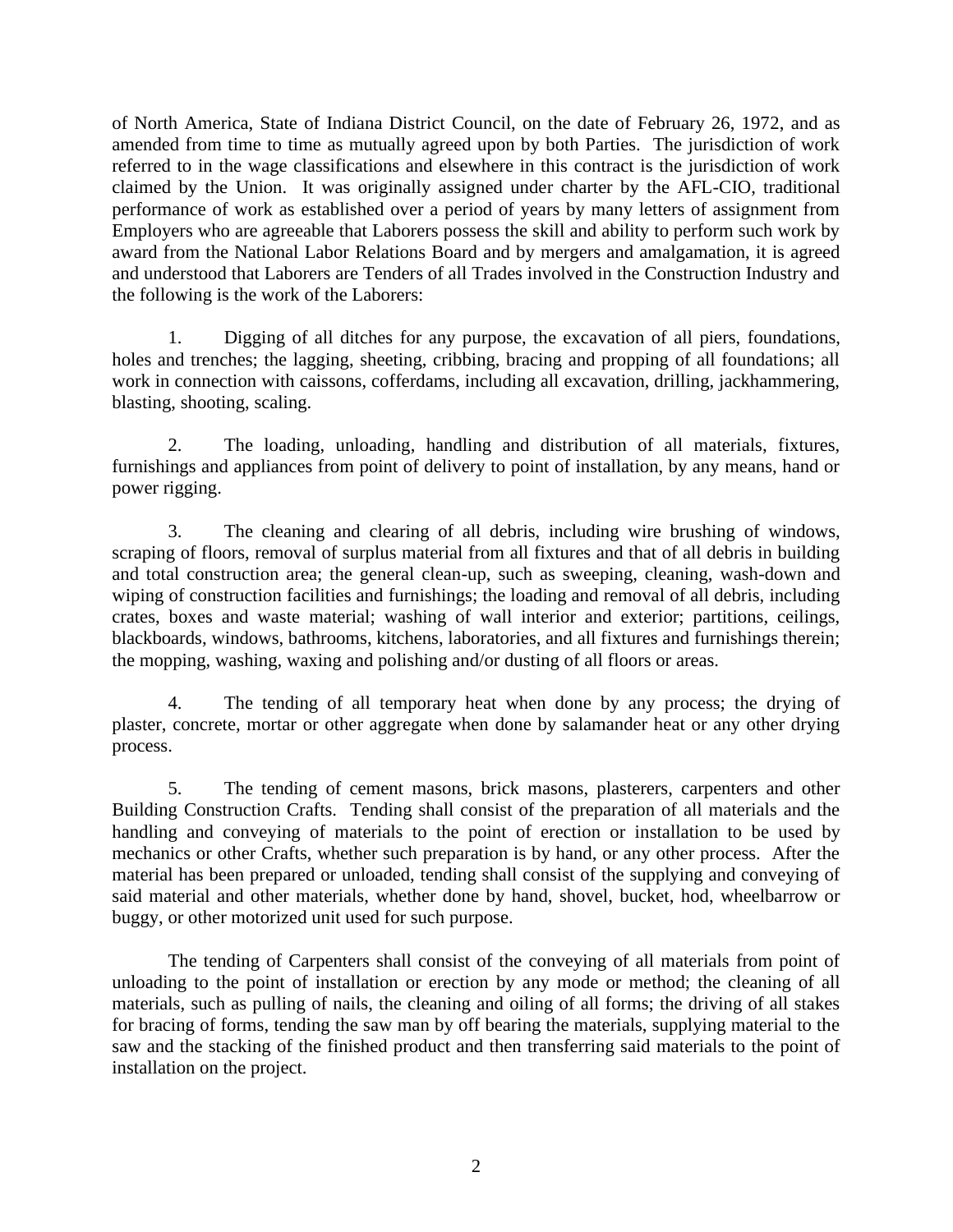of North America, State of Indiana District Council, on the date of February 26, 1972, and as amended from time to time as mutually agreed upon by both Parties. The jurisdiction of work referred to in the wage classifications and elsewhere in this contract is the jurisdiction of work claimed by the Union. It was originally assigned under charter by the AFL-CIO, traditional performance of work as established over a period of years by many letters of assignment from Employers who are agreeable that Laborers possess the skill and ability to perform such work by award from the National Labor Relations Board and by mergers and amalgamation, it is agreed and understood that Laborers are Tenders of all Trades involved in the Construction Industry and the following is the work of the Laborers:

1. Digging of all ditches for any purpose, the excavation of all piers, foundations, holes and trenches; the lagging, sheeting, cribbing, bracing and propping of all foundations; all work in connection with caissons, cofferdams, including all excavation, drilling, jackhammering, blasting, shooting, scaling.

2. The loading, unloading, handling and distribution of all materials, fixtures, furnishings and appliances from point of delivery to point of installation, by any means, hand or power rigging.

3. The cleaning and clearing of all debris, including wire brushing of windows, scraping of floors, removal of surplus material from all fixtures and that of all debris in building and total construction area; the general clean-up, such as sweeping, cleaning, wash-down and wiping of construction facilities and furnishings; the loading and removal of all debris, including crates, boxes and waste material; washing of wall interior and exterior; partitions, ceilings, blackboards, windows, bathrooms, kitchens, laboratories, and all fixtures and furnishings therein; the mopping, washing, waxing and polishing and/or dusting of all floors or areas.

4. The tending of all temporary heat when done by any process; the drying of plaster, concrete, mortar or other aggregate when done by salamander heat or any other drying process.

5. The tending of cement masons, brick masons, plasterers, carpenters and other Building Construction Crafts. Tending shall consist of the preparation of all materials and the handling and conveying of materials to the point of erection or installation to be used by mechanics or other Crafts, whether such preparation is by hand, or any other process. After the material has been prepared or unloaded, tending shall consist of the supplying and conveying of said material and other materials, whether done by hand, shovel, bucket, hod, wheelbarrow or buggy, or other motorized unit used for such purpose.

The tending of Carpenters shall consist of the conveying of all materials from point of unloading to the point of installation or erection by any mode or method; the cleaning of all materials, such as pulling of nails, the cleaning and oiling of all forms; the driving of all stakes for bracing of forms, tending the saw man by off bearing the materials, supplying material to the saw and the stacking of the finished product and then transferring said materials to the point of installation on the project.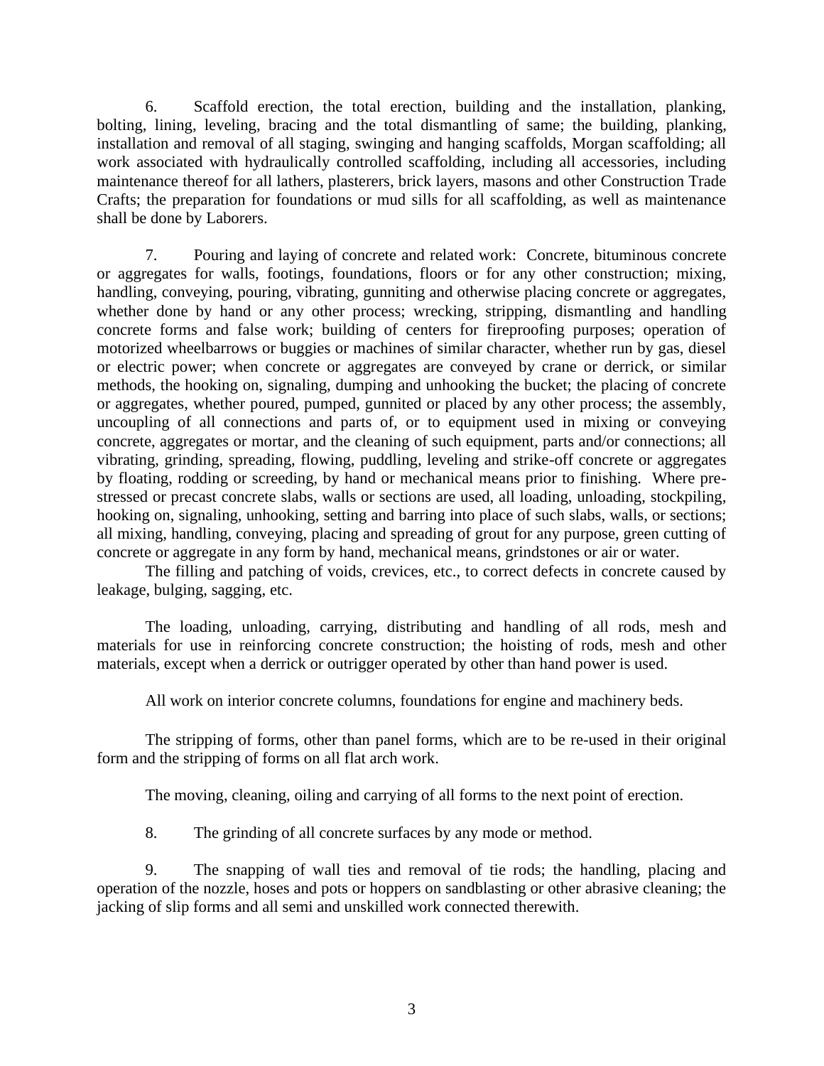6. Scaffold erection, the total erection, building and the installation, planking, bolting, lining, leveling, bracing and the total dismantling of same; the building, planking, installation and removal of all staging, swinging and hanging scaffolds, Morgan scaffolding; all work associated with hydraulically controlled scaffolding, including all accessories, including maintenance thereof for all lathers, plasterers, brick layers, masons and other Construction Trade Crafts; the preparation for foundations or mud sills for all scaffolding, as well as maintenance shall be done by Laborers.

7. Pouring and laying of concrete and related work: Concrete, bituminous concrete or aggregates for walls, footings, foundations, floors or for any other construction; mixing, handling, conveying, pouring, vibrating, gunniting and otherwise placing concrete or aggregates, whether done by hand or any other process; wrecking, stripping, dismantling and handling concrete forms and false work; building of centers for fireproofing purposes; operation of motorized wheelbarrows or buggies or machines of similar character, whether run by gas, diesel or electric power; when concrete or aggregates are conveyed by crane or derrick, or similar methods, the hooking on, signaling, dumping and unhooking the bucket; the placing of concrete or aggregates, whether poured, pumped, gunnited or placed by any other process; the assembly, uncoupling of all connections and parts of, or to equipment used in mixing or conveying concrete, aggregates or mortar, and the cleaning of such equipment, parts and/or connections; all vibrating, grinding, spreading, flowing, puddling, leveling and strike-off concrete or aggregates by floating, rodding or screeding, by hand or mechanical means prior to finishing. Where pre-stressed or precast concrete slabs, walls or sections are used, all loading, unloading, stockpiling, hooking on, signaling, unhooking, setting and barring into place of such slabs, walls, or sections; all mixing, handling, conveying, placing and spreading of grout for any purpose, green cutting of concrete or aggregate in any form by hand, mechanical means, grindstones or air or water.

The filling and patching of voids, crevices, etc., to correct defects in concrete caused by leakage, bulging, sagging, etc.

The loading, unloading, carrying, distributing and handling of all rods, mesh and materials for use in reinforcing concrete construction; the hoisting of rods, mesh and other materials, except when a derrick or outrigger operated by other than hand power is used.

All work on interior concrete columns, foundations for engine and machinery beds.

The stripping of forms, other than panel forms, which are to be re-used in their original form and the stripping of forms on all flat arch work.

The moving, cleaning, oiling and carrying of all forms to the next point of erection.

8. The grinding of all concrete surfaces by any mode or method.

9. The snapping of wall ties and removal of tie rods; the handling, placing and operation of the nozzle, hoses and pots or hoppers on sandblasting or other abrasive cleaning; the jacking of slip forms and all semi and unskilled work connected therewith.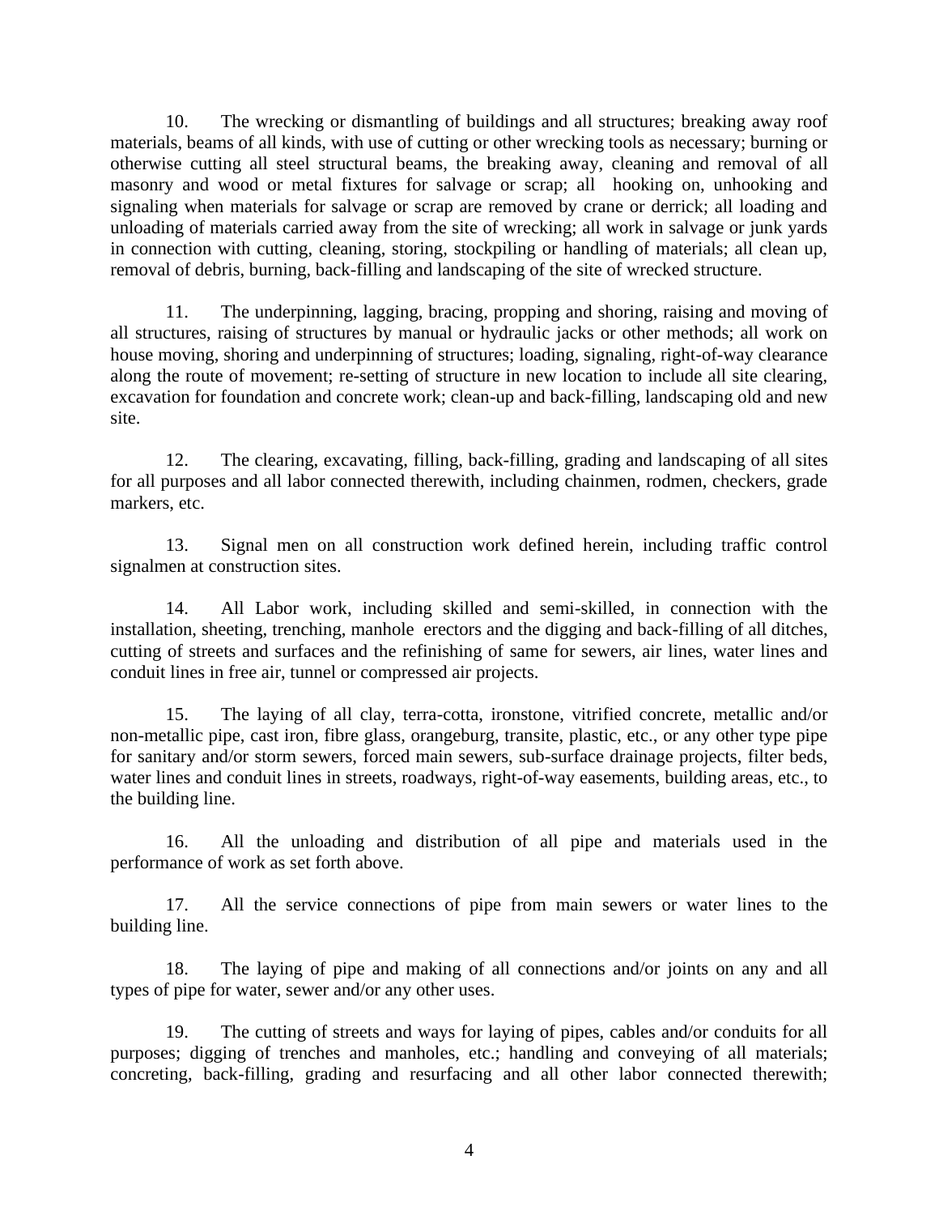10. The wrecking or dismantling of buildings and all structures; breaking away roof materials, beams of all kinds, with use of cutting or other wrecking tools as necessary; burning or otherwise cutting all steel structural beams, the breaking away, cleaning and removal of all masonry and wood or metal fixtures for salvage or scrap; all hooking on, unhooking and signaling when materials for salvage or scrap are removed by crane or derrick; all loading and unloading of materials carried away from the site of wrecking; all work in salvage or junk yards in connection with cutting, cleaning, storing, stockpiling or handling of materials; all clean up, removal of debris, burning, back-filling and landscaping of the site of wrecked structure.

11. The underpinning, lagging, bracing, propping and shoring, raising and moving of all structures, raising of structures by manual or hydraulic jacks or other methods; all work on house moving, shoring and underpinning of structures; loading, signaling, right-of-way clearance along the route of movement; re-setting of structure in new location to include all site clearing, excavation for foundation and concrete work; clean-up and back-filling, landscaping old and new site.

12. The clearing, excavating, filling, back-filling, grading and landscaping of all sites for all purposes and all labor connected therewith, including chainmen, rodmen, checkers, grade markers, etc.

13. Signal men on all construction work defined herein, including traffic control signalmen at construction sites.

14. All Labor work, including skilled and semi-skilled, in connection with the installation, sheeting, trenching, manhole erectors and the digging and back-filling of all ditches, cutting of streets and surfaces and the refinishing of same for sewers, air lines, water lines and conduit lines in free air, tunnel or compressed air projects.

15. The laying of all clay, terra-cotta, ironstone, vitrified concrete, metallic and/or non-metallic pipe, cast iron, fibre glass, orangeburg, transite, plastic, etc., or any other type pipe for sanitary and/or storm sewers, forced main sewers, sub-surface drainage projects, filter beds, water lines and conduit lines in streets, roadways, right-of-way easements, building areas, etc., to the building line.

16. All the unloading and distribution of all pipe and materials used in the performance of work as set forth above.

17. All the service connections of pipe from main sewers or water lines to the building line.

18. The laying of pipe and making of all connections and/or joints on any and all types of pipe for water, sewer and/or any other uses.

19. The cutting of streets and ways for laying of pipes, cables and/or conduits for all purposes; digging of trenches and manholes, etc.; handling and conveying of all materials; concreting, back-filling, grading and resurfacing and all other labor connected therewith;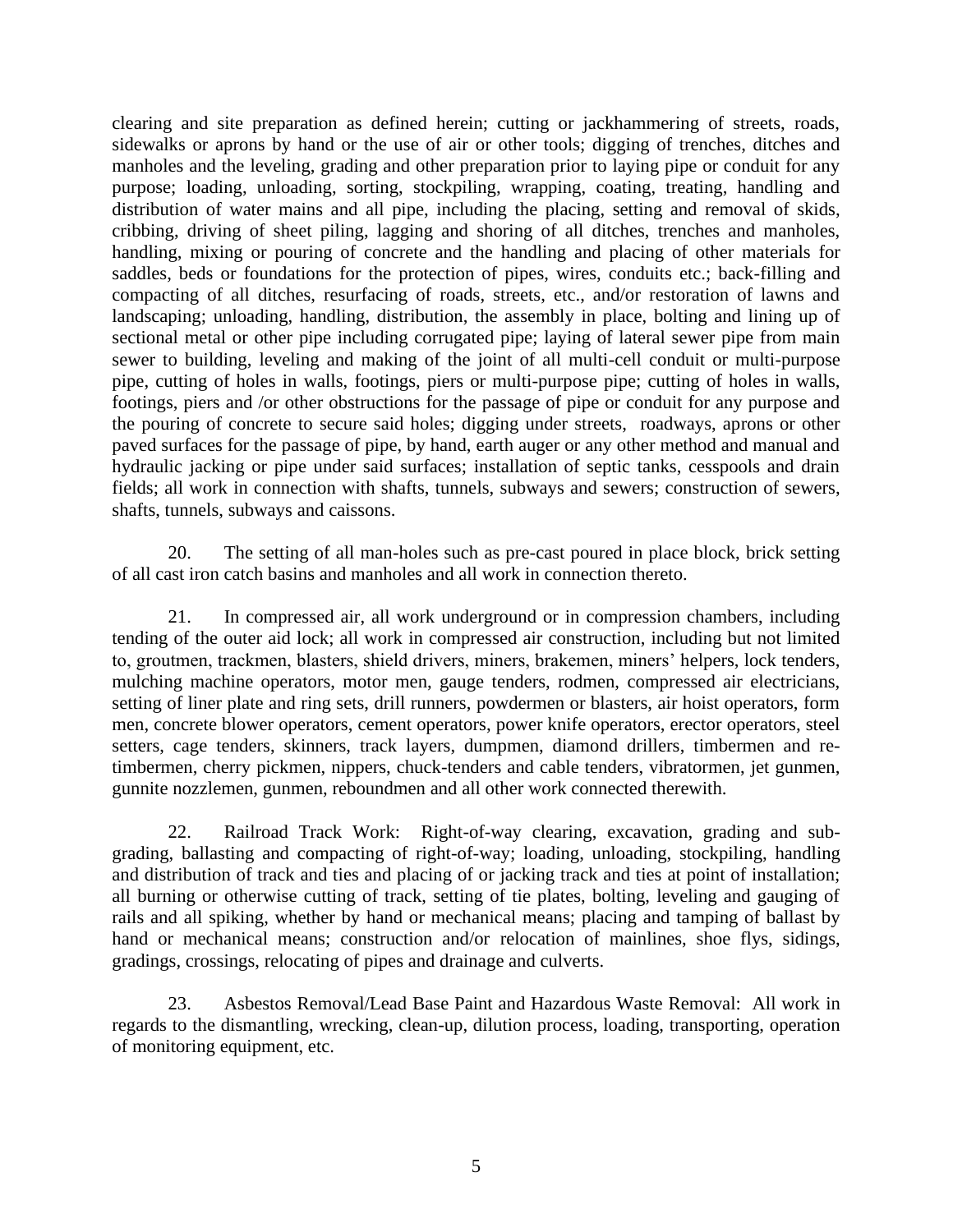clearing and site preparation as defined herein; cutting or jackhammering of streets, roads, sidewalks or aprons by hand or the use of air or other tools; digging of trenches, ditches and manholes and the leveling, grading and other preparation prior to laying pipe or conduit for any purpose; loading, unloading, sorting, stockpiling, wrapping, coating, treating, handling and distribution of water mains and all pipe, including the placing, setting and removal of skids, cribbing, driving of sheet piling, lagging and shoring of all ditches, trenches and manholes, handling, mixing or pouring of concrete and the handling and placing of other materials for saddles, beds or foundations for the protection of pipes, wires, conduits etc.; back-filling and compacting of all ditches, resurfacing of roads, streets, etc., and/or restoration of lawns and landscaping; unloading, handling, distribution, the assembly in place, bolting and lining up of sectional metal or other pipe including corrugated pipe; laying of lateral sewer pipe from main sewer to building, leveling and making of the joint of all multi-cell conduit or multi-purpose pipe, cutting of holes in walls, footings, piers or multi-purpose pipe; cutting of holes in walls, footings, piers and /or other obstructions for the passage of pipe or conduit for any purpose and the pouring of concrete to secure said holes; digging under streets, roadways, aprons or other paved surfaces for the passage of pipe, by hand, earth auger or any other method and manual and hydraulic jacking or pipe under said surfaces; installation of septic tanks, cesspools and drain fields; all work in connection with shafts, tunnels, subways and sewers; construction of sewers, shafts, tunnels, subways and caissons.

20. The setting of all man-holes such as pre-cast poured in place block, brick setting of all cast iron catch basins and manholes and all work in connection thereto.

21. In compressed air, all work underground or in compression chambers, including tending of the outer aid lock; all work in compressed air construction, including but not limited to, groutmen, trackmen, blasters, shield drivers, miners, brakemen, miners' helpers, lock tenders, mulching machine operators, motor men, gauge tenders, rodmen, compressed air electricians, setting of liner plate and ring sets, drill runners, powdermen or blasters, air hoist operators, form men, concrete blower operators, cement operators, power knife operators, erector operators, steel setters, cage tenders, skinners, track layers, dumpmen, diamond drillers, timbermen and re-timbermen, cherry pickmen, nippers, chuck-tenders and cable tenders, vibratormen, jet gunmen, gunnite nozzlemen, gunmen, reboundmen and all other work connected therewith.

22. Railroad Track Work: Right-of-way clearing, excavation, grading and sub-grading, ballasting and compacting of right-of-way; loading, unloading, stockpiling, handling and distribution of track and ties and placing of or jacking track and ties at point of installation; all burning or otherwise cutting of track, setting of tie plates, bolting, leveling and gauging of rails and all spiking, whether by hand or mechanical means; placing and tamping of ballast by hand or mechanical means; construction and/or relocation of mainlines, shoe flys, sidings, gradings, crossings, relocating of pipes and drainage and culverts.

23. Asbestos Removal/Lead Base Paint and Hazardous Waste Removal: All work in regards to the dismantling, wrecking, clean-up, dilution process, loading, transporting, operation of monitoring equipment, etc.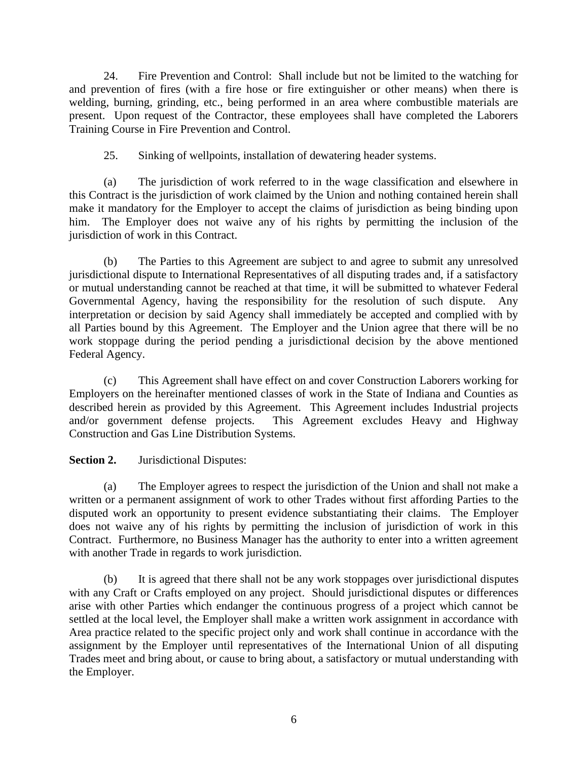24. Fire Prevention and Control: Shall include but not be limited to the watching for and prevention of fires (with a fire hose or fire extinguisher or other means) when there is welding, burning, grinding, etc., being performed in an area where combustible materials are present. Upon request of the Contractor, these employees shall have completed the Laborers Training Course in Fire Prevention and Control.

25. Sinking of wellpoints, installation of dewatering header systems.

(a) The jurisdiction of work referred to in the wage classification and elsewhere in this Contract is the jurisdiction of work claimed by the Union and nothing contained herein shall make it mandatory for the Employer to accept the claims of jurisdiction as being binding upon him. The Employer does not waive any of his rights by permitting the inclusion of the jurisdiction of work in this Contract.

(b) The Parties to this Agreement are subject to and agree to submit any unresolved jurisdictional dispute to International Representatives of all disputing trades and, if a satisfactory or mutual understanding cannot be reached at that time, it will be submitted to whatever Federal Governmental Agency, having the responsibility for the resolution of such dispute. Any interpretation or decision by said Agency shall immediately be accepted and complied with by all Parties bound by this Agreement. The Employer and the Union agree that there will be no work stoppage during the period pending a jurisdictional decision by the above mentioned Federal Agency.

(c) This Agreement shall have effect on and cover Construction Laborers working for Employers on the hereinafter mentioned classes of work in the State of Indiana and Counties as described herein as provided by this Agreement. This Agreement includes Industrial projects and/or government defense projects. This Agreement excludes Heavy and Highway Construction and Gas Line Distribution Systems.

**Section 2.** Jurisdictional Disputes:

(a) The Employer agrees to respect the jurisdiction of the Union and shall not make a written or a permanent assignment of work to other Trades without first affording Parties to the disputed work an opportunity to present evidence substantiating their claims. The Employer does not waive any of his rights by permitting the inclusion of jurisdiction of work in this Contract. Furthermore, no Business Manager has the authority to enter into a written agreement with another Trade in regards to work jurisdiction.

(b) It is agreed that there shall not be any work stoppages over jurisdictional disputes with any Craft or Crafts employed on any project. Should jurisdictional disputes or differences arise with other Parties which endanger the continuous progress of a project which cannot be settled at the local level, the Employer shall make a written work assignment in accordance with Area practice related to the specific project only and work shall continue in accordance with the assignment by the Employer until representatives of the International Union of all disputing Trades meet and bring about, or cause to bring about, a satisfactory or mutual understanding with the Employer.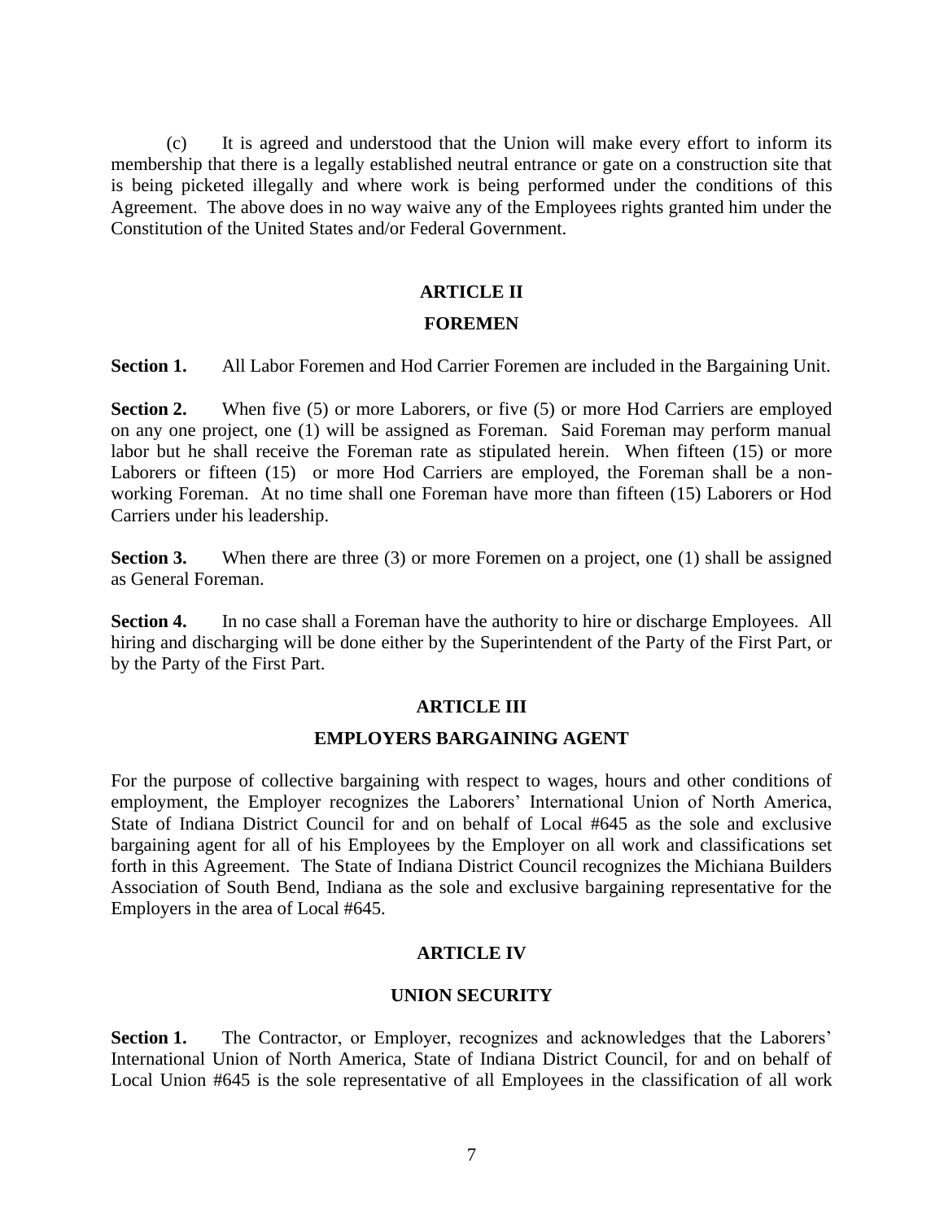(c) It is agreed and understood that the Union will make every effort to inform its membership that there is a legally established neutral entrance or gate on a construction site that is being picketed illegally and where work is being performed under the conditions of this Agreement. The above does in no way waive any of the Employees rights granted him under the Constitution of the United States and/or Federal Government.

## ARTICLE II

## FOREMEN

**Section 1.** All Labor Foremen and Hod Carrier Foremen are included in the Bargaining Unit.

**Section 2.** When five (5) or more Laborers, or five (5) or more Hod Carriers are employed on any one project, one (1) will be assigned as Foreman. Said Foreman may perform manual labor but he shall receive the Foreman rate as stipulated herein. When fifteen (15) or more Laborers or fifteen (15) or more Hod Carriers are employed, the Foreman shall be a non-working Foreman. At no time shall one Foreman have more than fifteen (15) Laborers or Hod Carriers under his leadership.

**Section 3.** When there are three (3) or more Foremen on a project, one (1) shall be assigned as General Foreman.

**Section 4.** In no case shall a Foreman have the authority to hire or discharge Employees. All hiring and discharging will be done either by the Superintendent of the Party of the First Part, or by the Party of the First Part.

## ARTICLE III

## EMPLOYERS BARGAINING AGENT

For the purpose of collective bargaining with respect to wages, hours and other conditions of employment, the Employer recognizes the Laborers' International Union of North America, State of Indiana District Council for and on behalf of Local #645 as the sole and exclusive bargaining agent for all of his Employees by the Employer on all work and classifications set forth in this Agreement. The State of Indiana District Council recognizes the Michiana Builders Association of South Bend, Indiana as the sole and exclusive bargaining representative for the Employers in the area of Local #645.

## ARTICLE IV

## UNION SECURITY

**Section 1.** The Contractor, or Employer, recognizes and acknowledges that the Laborers' International Union of North America, State of Indiana District Council, for and on behalf of Local Union #645 is the sole representative of all Employees in the classification of all work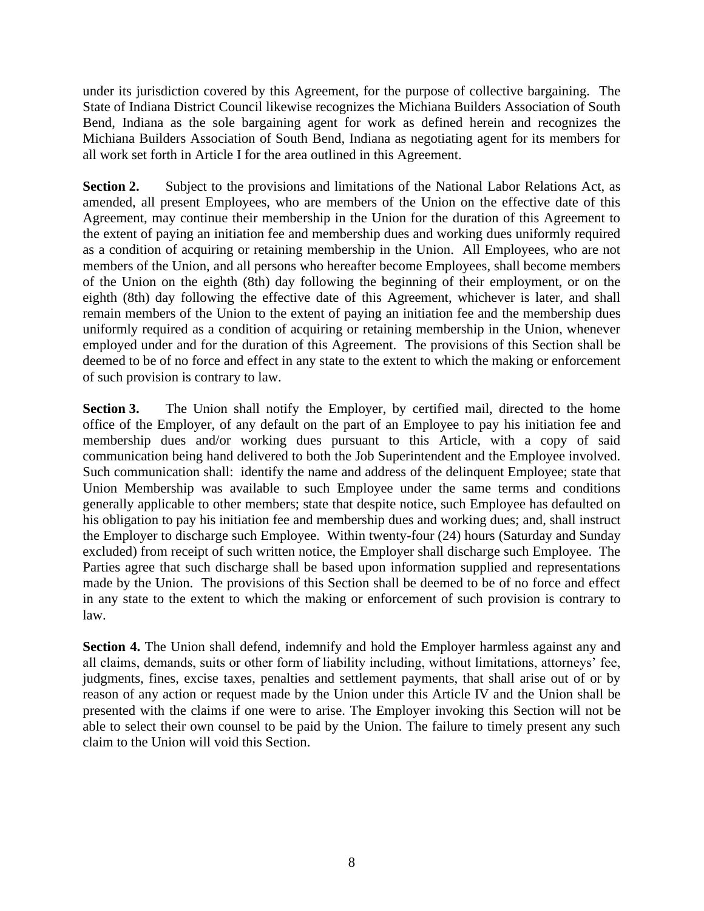under its jurisdiction covered by this Agreement, for the purpose of collective bargaining. The State of Indiana District Council likewise recognizes the Michiana Builders Association of South Bend, Indiana as the sole bargaining agent for work as defined herein and recognizes the Michiana Builders Association of South Bend, Indiana as negotiating agent for its members for all work set forth in Article I for the area outlined in this Agreement.

**Section 2.** Subject to the provisions and limitations of the National Labor Relations Act, as amended, all present Employees, who are members of the Union on the effective date of this Agreement, may continue their membership in the Union for the duration of this Agreement to the extent of paying an initiation fee and membership dues and working dues uniformly required as a condition of acquiring or retaining membership in the Union. All Employees, who are not members of the Union, and all persons who hereafter become Employees, shall become members of the Union on the eighth (8th) day following the beginning of their employment, or on the eighth (8th) day following the effective date of this Agreement, whichever is later, and shall remain members of the Union to the extent of paying an initiation fee and the membership dues uniformly required as a condition of acquiring or retaining membership in the Union, whenever employed under and for the duration of this Agreement. The provisions of this Section shall be deemed to be of no force and effect in any state to the extent to which the making or enforcement of such provision is contrary to law.

**Section 3.** The Union shall notify the Employer, by certified mail, directed to the home office of the Employer, of any default on the part of an Employee to pay his initiation fee and membership dues and/or working dues pursuant to this Article, with a copy of said communication being hand delivered to both the Job Superintendent and the Employee involved. Such communication shall: identify the name and address of the delinquent Employee; state that Union Membership was available to such Employee under the same terms and conditions generally applicable to other members; state that despite notice, such Employee has defaulted on his obligation to pay his initiation fee and membership dues and working dues; and, shall instruct the Employer to discharge such Employee. Within twenty-four (24) hours (Saturday and Sunday excluded) from receipt of such written notice, the Employer shall discharge such Employee. The Parties agree that such discharge shall be based upon information supplied and representations made by the Union. The provisions of this Section shall be deemed to be of no force and effect in any state to the extent to which the making or enforcement of such provision is contrary to law.

**Section 4.** The Union shall defend, indemnify and hold the Employer harmless against any and all claims, demands, suits or other form of liability including, without limitations, attorneys' fee, judgments, fines, excise taxes, penalties and settlement payments, that shall arise out of or by reason of any action or request made by the Union under this Article IV and the Union shall be presented with the claims if one were to arise. The Employer invoking this Section will not be able to select their own counsel to be paid by the Union. The failure to timely present any such claim to the Union will void this Section.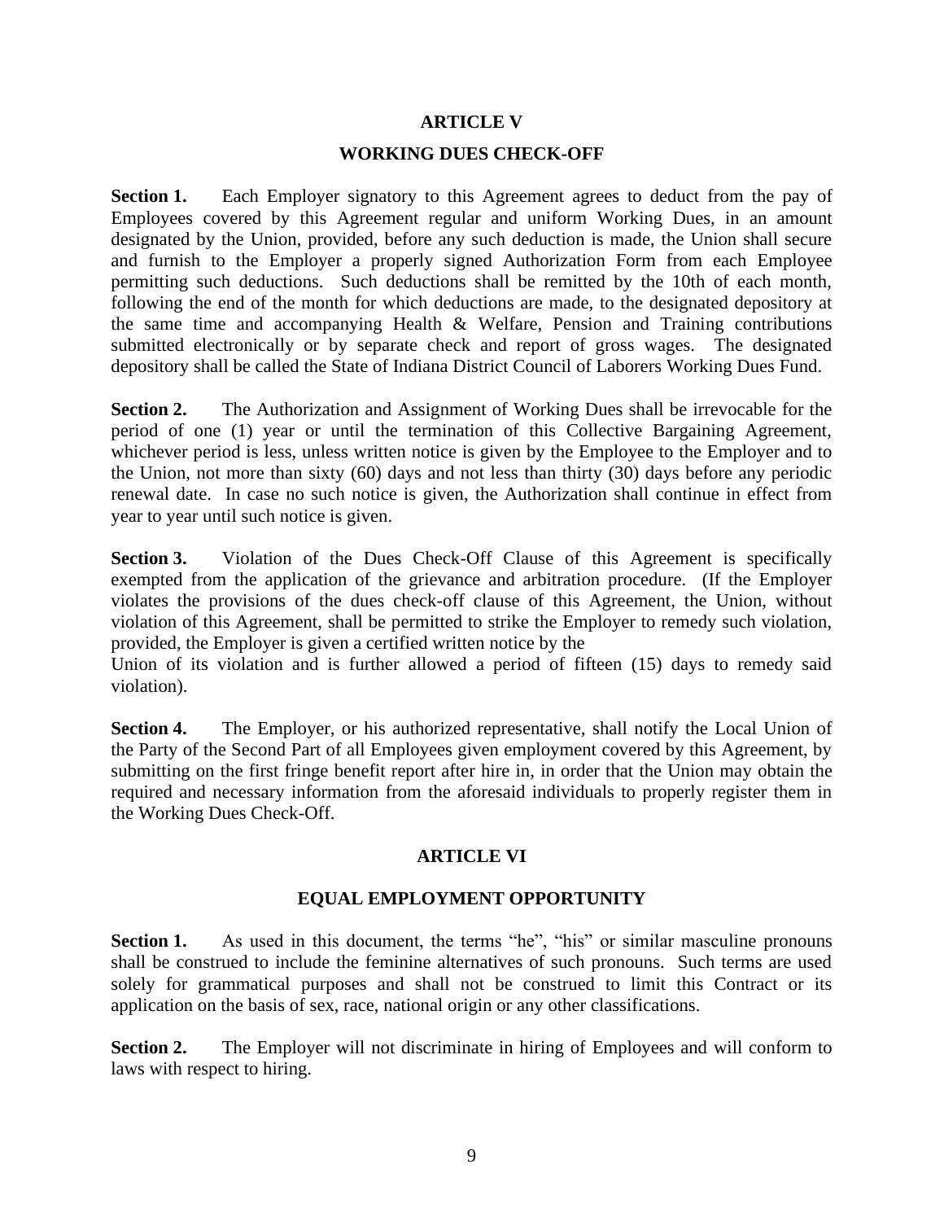## ARTICLE V

## WORKING DUES CHECK-OFF

**Section 1.** Each Employer signatory to this Agreement agrees to deduct from the pay of Employees covered by this Agreement regular and uniform Working Dues, in an amount designated by the Union, provided, before any such deduction is made, the Union shall secure and furnish to the Employer a properly signed Authorization Form from each Employee permitting such deductions. Such deductions shall be remitted by the 10th of each month, following the end of the month for which deductions are made, to the designated depository at the same time and accompanying Health & Welfare, Pension and Training contributions submitted electronically or by separate check and report of gross wages. The designated depository shall be called the State of Indiana District Council of Laborers Working Dues Fund.

**Section 2.** The Authorization and Assignment of Working Dues shall be irrevocable for the period of one (1) year or until the termination of this Collective Bargaining Agreement, whichever period is less, unless written notice is given by the Employee to the Employer and to the Union, not more than sixty (60) days and not less than thirty (30) days before any periodic renewal date. In case no such notice is given, the Authorization shall continue in effect from year to year until such notice is given.

**Section 3.** Violation of the Dues Check-Off Clause of this Agreement is specifically exempted from the application of the grievance and arbitration procedure. (If the Employer violates the provisions of the dues check-off clause of this Agreement, the Union, without violation of this Agreement, shall be permitted to strike the Employer to remedy such violation, provided, the Employer is given a certified written notice by the Union of its violation and is further allowed a period of fifteen (15) days to remedy said violation).

**Section 4.** The Employer, or his authorized representative, shall notify the Local Union of the Party of the Second Part of all Employees given employment covered by this Agreement, by submitting on the first fringe benefit report after hire in, in order that the Union may obtain the required and necessary information from the aforesaid individuals to properly register them in the Working Dues Check-Off.

## ARTICLE VI

## EQUAL EMPLOYMENT OPPORTUNITY

**Section 1.** As used in this document, the terms "he", "his" or similar masculine pronouns shall be construed to include the feminine alternatives of such pronouns. Such terms are used solely for grammatical purposes and shall not be construed to limit this Contract or its application on the basis of sex, race, national origin or any other classifications.

**Section 2.** The Employer will not discriminate in hiring of Employees and will conform to laws with respect to hiring.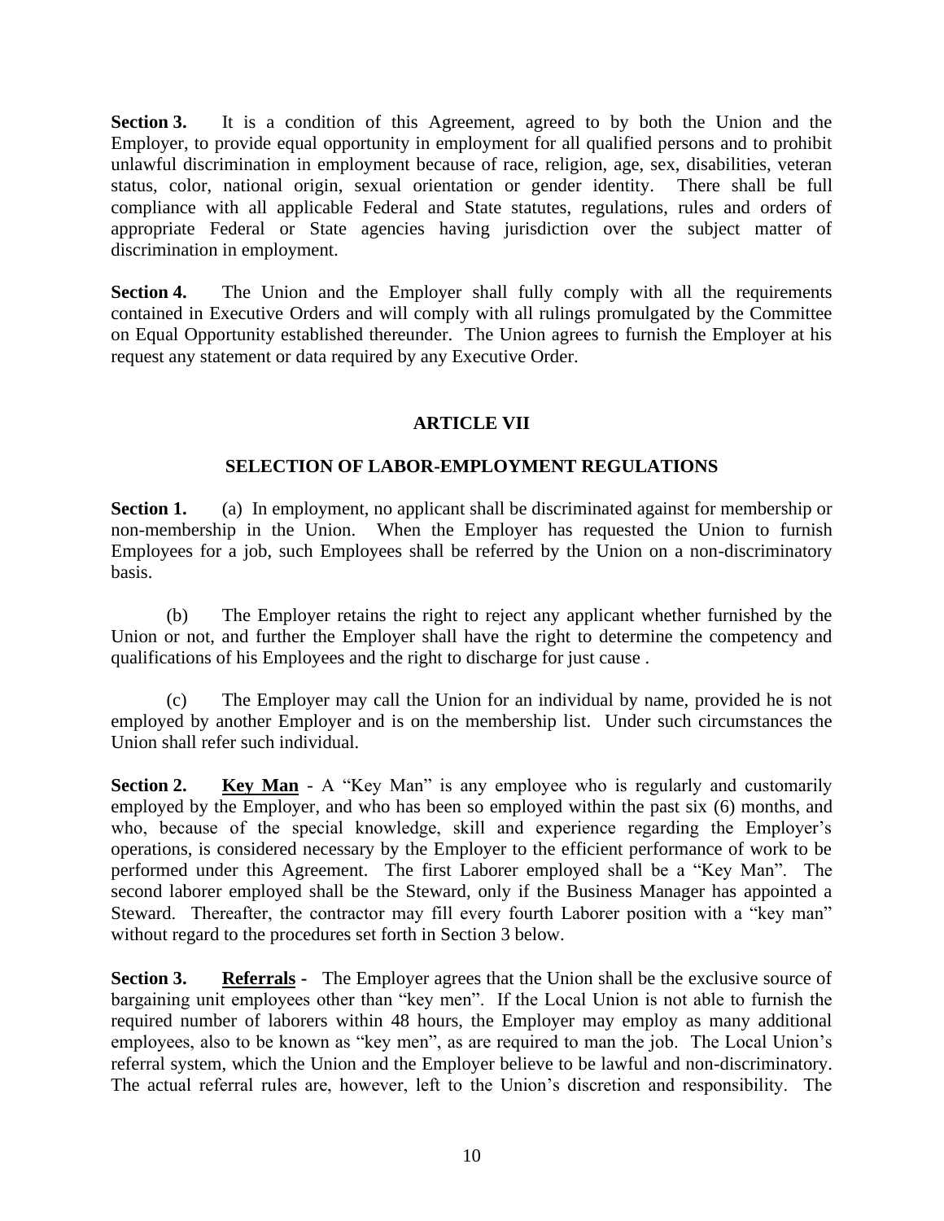**Section 3.** It is a condition of this Agreement, agreed to by both the Union and the Employer, to provide equal opportunity in employment for all qualified persons and to prohibit unlawful discrimination in employment because of race, religion, age, sex, disabilities, veteran status, color, national origin, sexual orientation or gender identity. There shall be full compliance with all applicable Federal and State statutes, regulations, rules and orders of appropriate Federal or State agencies having jurisdiction over the subject matter of discrimination in employment.

**Section 4.** The Union and the Employer shall fully comply with all the requirements contained in Executive Orders and will comply with all rulings promulgated by the Committee on Equal Opportunity established thereunder. The Union agrees to furnish the Employer at his request any statement or data required by any Executive Order.

## ARTICLE VII

## SELECTION OF LABOR-EMPLOYMENT REGULATIONS

**Section 1.** (a) In employment, no applicant shall be discriminated against for membership or non-membership in the Union. When the Employer has requested the Union to furnish Employees for a job, such Employees shall be referred by the Union on a non-discriminatory basis.

(b) The Employer retains the right to reject any applicant whether furnished by the Union or not, and further the Employer shall have the right to determine the competency and qualifications of his Employees and the right to discharge for just cause .

(c) The Employer may call the Union for an individual by name, provided he is not employed by another Employer and is on the membership list. Under such circumstances the Union shall refer such individual.

**Section 2.** **Key Man** - A "Key Man" is any employee who is regularly and customarily employed by the Employer, and who has been so employed within the past six (6) months, and who, because of the special knowledge, skill and experience regarding the Employer's operations, is considered necessary by the Employer to the efficient performance of work to be performed under this Agreement. The first Laborer employed shall be a "Key Man". The second laborer employed shall be the Steward, only if the Business Manager has appointed a Steward. Thereafter, the contractor may fill every fourth Laborer position with a "key man" without regard to the procedures set forth in Section 3 below.

**Section 3.** **Referrals -** The Employer agrees that the Union shall be the exclusive source of bargaining unit employees other than "key men". If the Local Union is not able to furnish the required number of laborers within 48 hours, the Employer may employ as many additional employees, also to be known as "key men", as are required to man the job. The Local Union's referral system, which the Union and the Employer believe to be lawful and non-discriminatory. The actual referral rules are, however, left to the Union's discretion and responsibility. The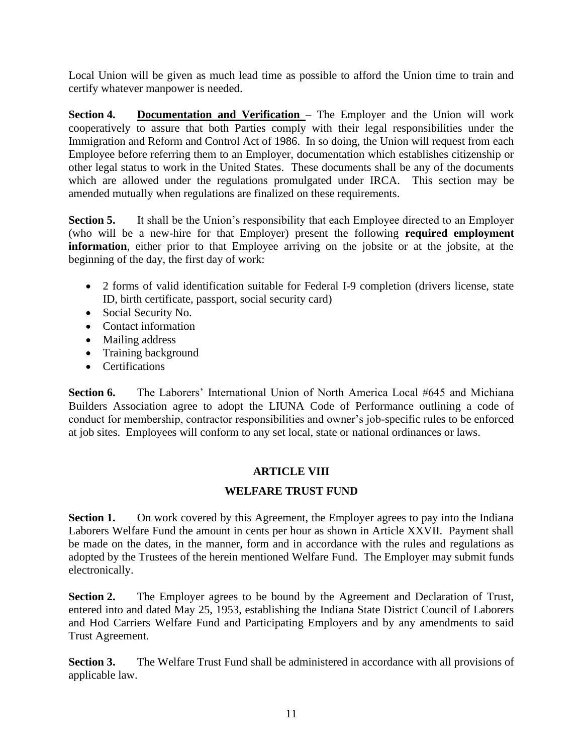Local Union will be given as much lead time as possible to afford the Union time to train and certify whatever manpower is needed.

**Section 4.** **Documentation and Verification** – The Employer and the Union will work cooperatively to assure that both Parties comply with their legal responsibilities under the Immigration and Reform and Control Act of 1986. In so doing, the Union will request from each Employee before referring them to an Employer, documentation which establishes citizenship or other legal status to work in the United States. These documents shall be any of the documents which are allowed under the regulations promulgated under IRCA. This section may be amended mutually when regulations are finalized on these requirements.

**Section 5.** It shall be the Union's responsibility that each Employee directed to an Employer (who will be a new-hire for that Employer) present the following **required employment information**, either prior to that Employee arriving on the jobsite or at the jobsite, at the beginning of the day, the first day of work:

- 2 forms of valid identification suitable for Federal I-9 completion (drivers license, state ID, birth certificate, passport, social security card)
- Social Security No.
- Contact information
- Mailing address
- Training background
- Certifications

**Section 6.** The Laborers' International Union of North America Local #645 and Michiana Builders Association agree to adopt the LIUNA Code of Performance outlining a code of conduct for membership, contractor responsibilities and owner's job-specific rules to be enforced at job sites. Employees will conform to any set local, state or national ordinances or laws.

## ARTICLE VIII

## WELFARE TRUST FUND

**Section 1.** On work covered by this Agreement, the Employer agrees to pay into the Indiana Laborers Welfare Fund the amount in cents per hour as shown in Article XXVII. Payment shall be made on the dates, in the manner, form and in accordance with the rules and regulations as adopted by the Trustees of the herein mentioned Welfare Fund. The Employer may submit funds electronically.

**Section 2.** The Employer agrees to be bound by the Agreement and Declaration of Trust, entered into and dated May 25, 1953, establishing the Indiana State District Council of Laborers and Hod Carriers Welfare Fund and Participating Employers and by any amendments to said Trust Agreement.

**Section 3.** The Welfare Trust Fund shall be administered in accordance with all provisions of applicable law.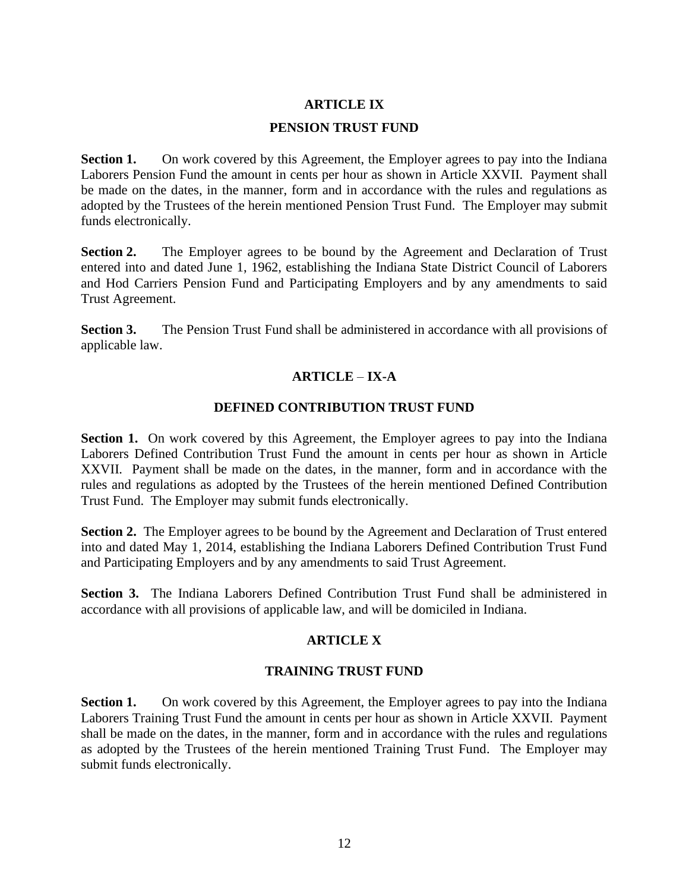## ARTICLE IX

## PENSION TRUST FUND

**Section 1.** On work covered by this Agreement, the Employer agrees to pay into the Indiana Laborers Pension Fund the amount in cents per hour as shown in Article XXVII. Payment shall be made on the dates, in the manner, form and in accordance with the rules and regulations as adopted by the Trustees of the herein mentioned Pension Trust Fund. The Employer may submit funds electronically.

**Section 2.** The Employer agrees to be bound by the Agreement and Declaration of Trust entered into and dated June 1, 1962, establishing the Indiana State District Council of Laborers and Hod Carriers Pension Fund and Participating Employers and by any amendments to said Trust Agreement.

**Section 3.** The Pension Trust Fund shall be administered in accordance with all provisions of applicable law.

## ARTICLE – IX-A

## DEFINED CONTRIBUTION TRUST FUND

**Section 1.** On work covered by this Agreement, the Employer agrees to pay into the Indiana Laborers Defined Contribution Trust Fund the amount in cents per hour as shown in Article XXVII. Payment shall be made on the dates, in the manner, form and in accordance with the rules and regulations as adopted by the Trustees of the herein mentioned Defined Contribution Trust Fund. The Employer may submit funds electronically.

**Section 2.** The Employer agrees to be bound by the Agreement and Declaration of Trust entered into and dated May 1, 2014, establishing the Indiana Laborers Defined Contribution Trust Fund and Participating Employers and by any amendments to said Trust Agreement.

**Section 3.** The Indiana Laborers Defined Contribution Trust Fund shall be administered in accordance with all provisions of applicable law, and will be domiciled in Indiana.

## ARTICLE X

## TRAINING TRUST FUND

**Section 1.** On work covered by this Agreement, the Employer agrees to pay into the Indiana Laborers Training Trust Fund the amount in cents per hour as shown in Article XXVII. Payment shall be made on the dates, in the manner, form and in accordance with the rules and regulations as adopted by the Trustees of the herein mentioned Training Trust Fund. The Employer may submit funds electronically.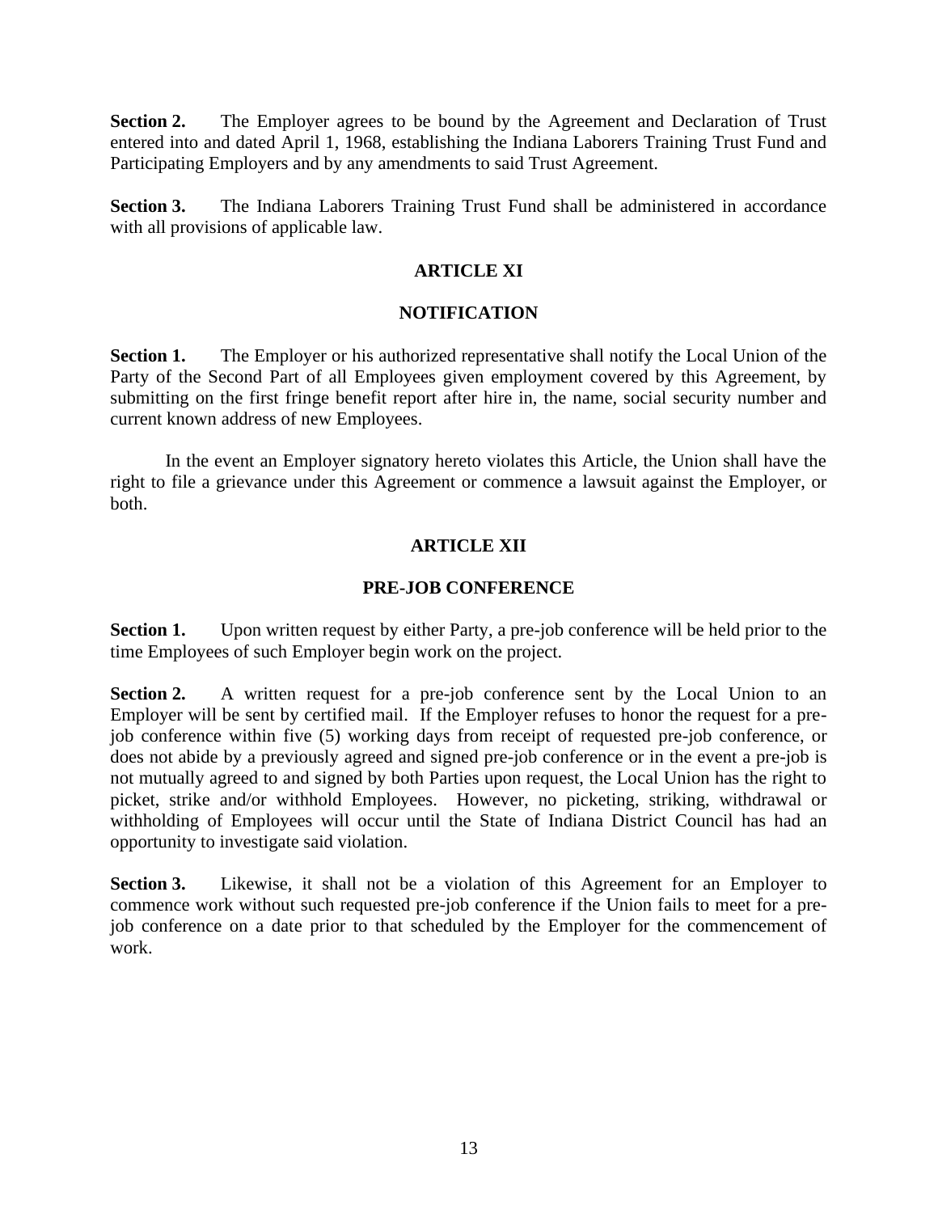**Section 2.** The Employer agrees to be bound by the Agreement and Declaration of Trust entered into and dated April 1, 1968, establishing the Indiana Laborers Training Trust Fund and Participating Employers and by any amendments to said Trust Agreement.

**Section 3.** The Indiana Laborers Training Trust Fund shall be administered in accordance with all provisions of applicable law.

## ARTICLE XI

## NOTIFICATION

**Section 1.** The Employer or his authorized representative shall notify the Local Union of the Party of the Second Part of all Employees given employment covered by this Agreement, by submitting on the first fringe benefit report after hire in, the name, social security number and current known address of new Employees.

In the event an Employer signatory hereto violates this Article, the Union shall have the right to file a grievance under this Agreement or commence a lawsuit against the Employer, or both.

## ARTICLE XII

## PRE-JOB CONFERENCE

**Section 1.** Upon written request by either Party, a pre-job conference will be held prior to the time Employees of such Employer begin work on the project.

**Section 2.** A written request for a pre-job conference sent by the Local Union to an Employer will be sent by certified mail. If the Employer refuses to honor the request for a pre-job conference within five (5) working days from receipt of requested pre-job conference, or does not abide by a previously agreed and signed pre-job conference or in the event a pre-job is not mutually agreed to and signed by both Parties upon request, the Local Union has the right to picket, strike and/or withhold Employees. However, no picketing, striking, withdrawal or withholding of Employees will occur until the State of Indiana District Council has had an opportunity to investigate said violation.

**Section 3.** Likewise, it shall not be a violation of this Agreement for an Employer to commence work without such requested pre-job conference if the Union fails to meet for a pre-job conference on a date prior to that scheduled by the Employer for the commencement of work.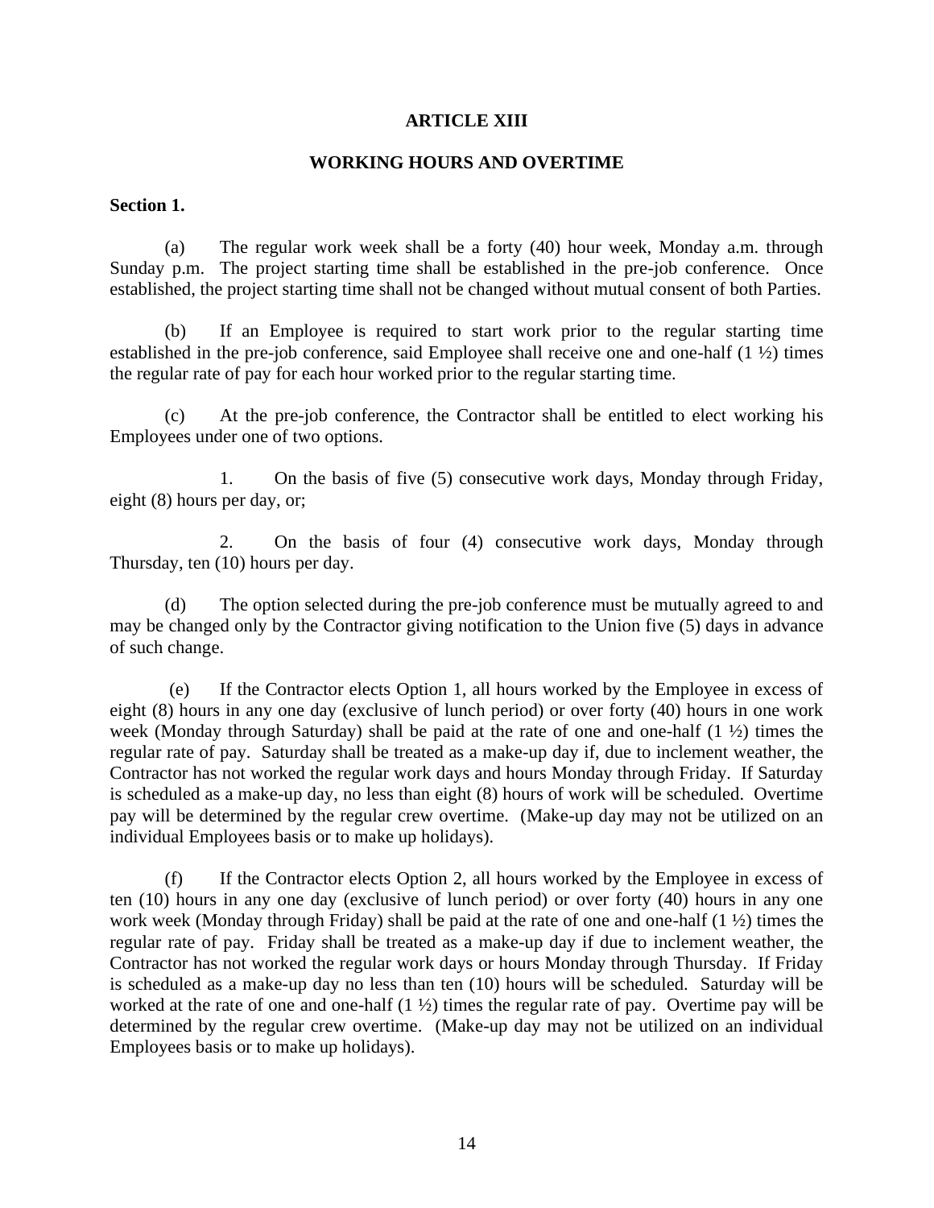## ARTICLE XIII

## WORKING HOURS AND OVERTIME

**Section 1.**

(a) The regular work week shall be a forty (40) hour week, Monday a.m. through Sunday p.m. The project starting time shall be established in the pre-job conference. Once established, the project starting time shall not be changed without mutual consent of both Parties.

(b) If an Employee is required to start work prior to the regular starting time established in the pre-job conference, said Employee shall receive one and one-half (1 ½) times the regular rate of pay for each hour worked prior to the regular starting time.

(c) At the pre-job conference, the Contractor shall be entitled to elect working his Employees under one of two options.

1. On the basis of five (5) consecutive work days, Monday through Friday, eight (8) hours per day, or;

2. On the basis of four (4) consecutive work days, Monday through Thursday, ten (10) hours per day.

(d) The option selected during the pre-job conference must be mutually agreed to and may be changed only by the Contractor giving notification to the Union five (5) days in advance of such change.

(e) If the Contractor elects Option 1, all hours worked by the Employee in excess of eight (8) hours in any one day (exclusive of lunch period) or over forty (40) hours in one work week (Monday through Saturday) shall be paid at the rate of one and one-half (1 ½) times the regular rate of pay. Saturday shall be treated as a make-up day if, due to inclement weather, the Contractor has not worked the regular work days and hours Monday through Friday. If Saturday is scheduled as a make-up day, no less than eight (8) hours of work will be scheduled. Overtime pay will be determined by the regular crew overtime. (Make-up day may not be utilized on an individual Employees basis or to make up holidays).

(f) If the Contractor elects Option 2, all hours worked by the Employee in excess of ten (10) hours in any one day (exclusive of lunch period) or over forty (40) hours in any one work week (Monday through Friday) shall be paid at the rate of one and one-half (1 ½) times the regular rate of pay. Friday shall be treated as a make-up day if due to inclement weather, the Contractor has not worked the regular work days or hours Monday through Thursday. If Friday is scheduled as a make-up day no less than ten (10) hours will be scheduled. Saturday will be worked at the rate of one and one-half (1 ½) times the regular rate of pay. Overtime pay will be determined by the regular crew overtime. (Make-up day may not be utilized on an individual Employees basis or to make up holidays).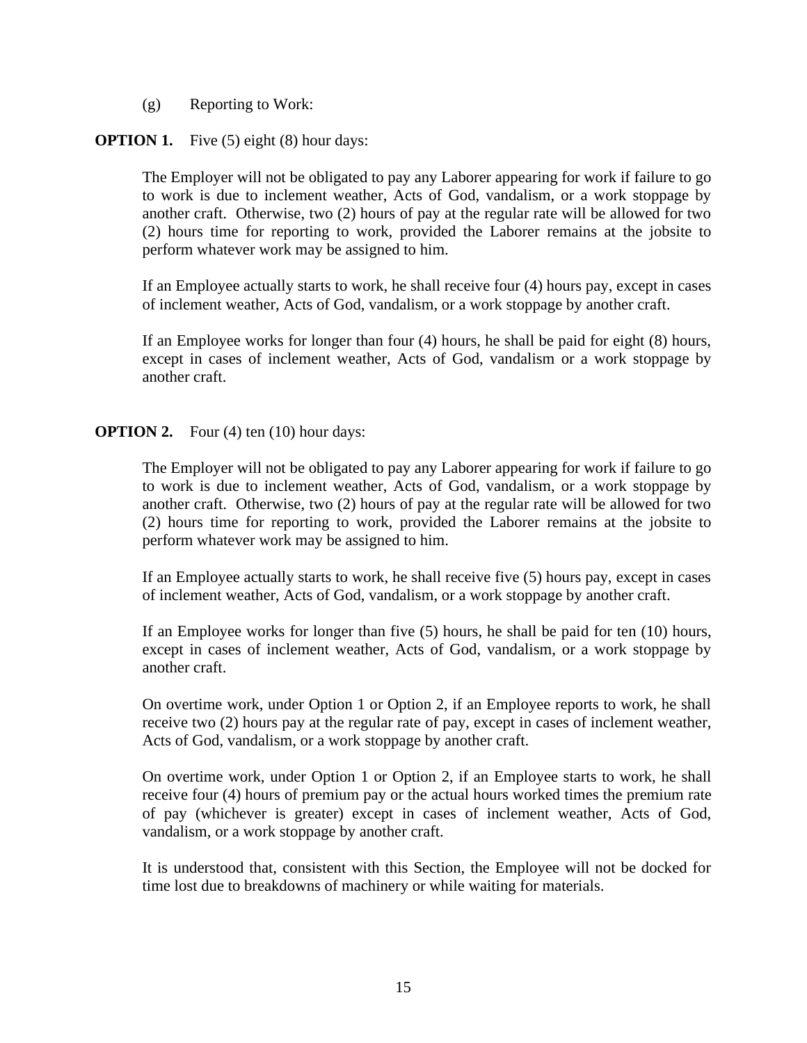(g) Reporting to Work:

**OPTION 1.** Five (5) eight (8) hour days:

The Employer will not be obligated to pay any Laborer appearing for work if failure to go to work is due to inclement weather, Acts of God, vandalism, or a work stoppage by another craft. Otherwise, two (2) hours of pay at the regular rate will be allowed for two (2) hours time for reporting to work, provided the Laborer remains at the jobsite to perform whatever work may be assigned to him.

If an Employee actually starts to work, he shall receive four (4) hours pay, except in cases of inclement weather, Acts of God, vandalism, or a work stoppage by another craft.

If an Employee works for longer than four (4) hours, he shall be paid for eight (8) hours, except in cases of inclement weather, Acts of God, vandalism or a work stoppage by another craft.

**OPTION 2.** Four (4) ten (10) hour days:

The Employer will not be obligated to pay any Laborer appearing for work if failure to go to work is due to inclement weather, Acts of God, vandalism, or a work stoppage by another craft. Otherwise, two (2) hours of pay at the regular rate will be allowed for two (2) hours time for reporting to work, provided the Laborer remains at the jobsite to perform whatever work may be assigned to him.

If an Employee actually starts to work, he shall receive five (5) hours pay, except in cases of inclement weather, Acts of God, vandalism, or a work stoppage by another craft.

If an Employee works for longer than five (5) hours, he shall be paid for ten (10) hours, except in cases of inclement weather, Acts of God, vandalism, or a work stoppage by another craft.

On overtime work, under Option 1 or Option 2, if an Employee reports to work, he shall receive two (2) hours pay at the regular rate of pay, except in cases of inclement weather, Acts of God, vandalism, or a work stoppage by another craft.

On overtime work, under Option 1 or Option 2, if an Employee starts to work, he shall receive four (4) hours of premium pay or the actual hours worked times the premium rate of pay (whichever is greater) except in cases of inclement weather, Acts of God, vandalism, or a work stoppage by another craft.

It is understood that, consistent with this Section, the Employee will not be docked for time lost due to breakdowns of machinery or while waiting for materials.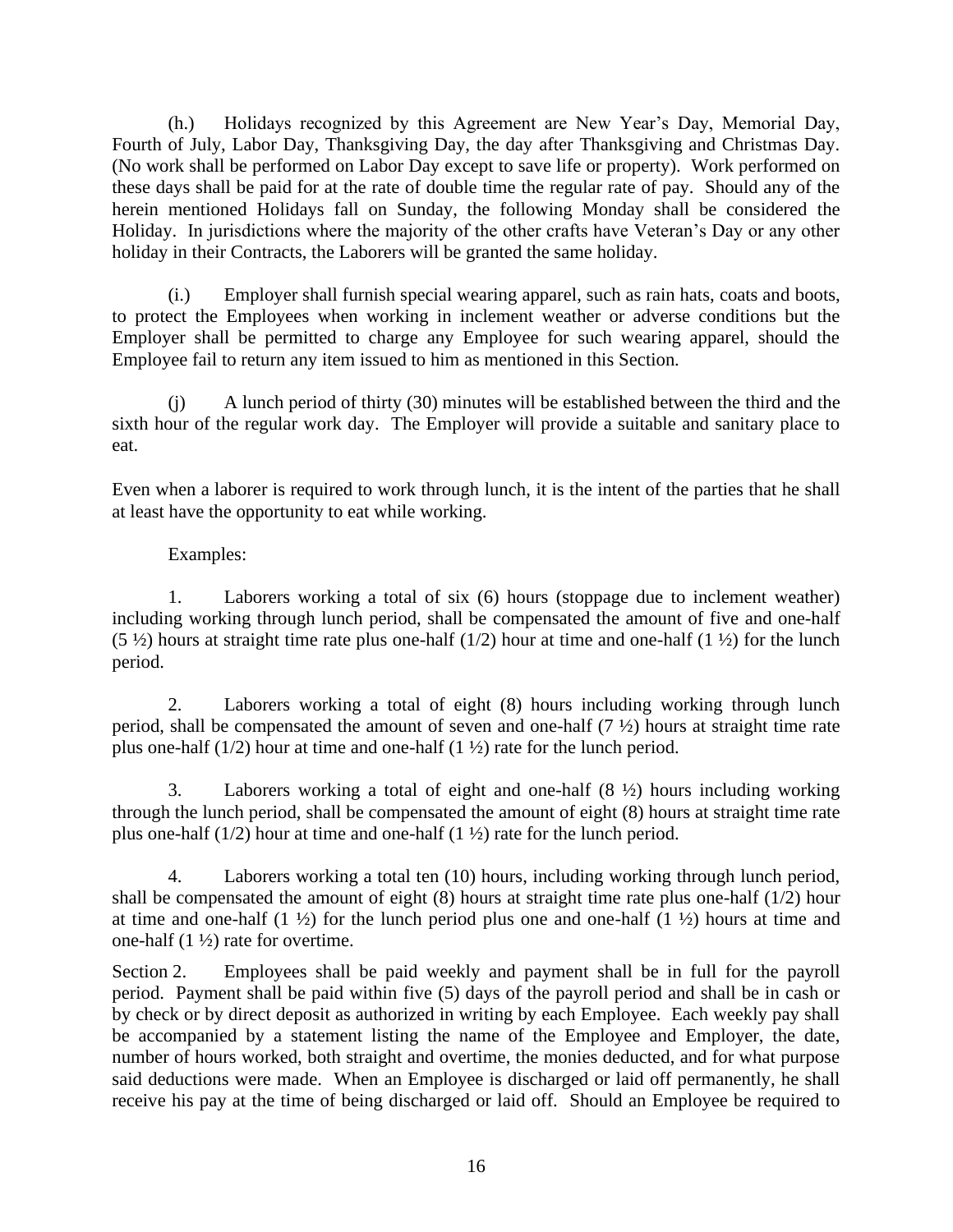(h.) Holidays recognized by this Agreement are New Year's Day, Memorial Day, Fourth of July, Labor Day, Thanksgiving Day, the day after Thanksgiving and Christmas Day. (No work shall be performed on Labor Day except to save life or property). Work performed on these days shall be paid for at the rate of double time the regular rate of pay. Should any of the herein mentioned Holidays fall on Sunday, the following Monday shall be considered the Holiday. In jurisdictions where the majority of the other crafts have Veteran's Day or any other holiday in their Contracts, the Laborers will be granted the same holiday.

(i.) Employer shall furnish special wearing apparel, such as rain hats, coats and boots, to protect the Employees when working in inclement weather or adverse conditions but the Employer shall be permitted to charge any Employee for such wearing apparel, should the Employee fail to return any item issued to him as mentioned in this Section.

(j) A lunch period of thirty (30) minutes will be established between the third and the sixth hour of the regular work day. The Employer will provide a suitable and sanitary place to eat.

Even when a laborer is required to work through lunch, it is the intent of the parties that he shall at least have the opportunity to eat while working.

Examples:

1. Laborers working a total of six (6) hours (stoppage due to inclement weather) including working through lunch period, shall be compensated the amount of five and one-half (5 ½) hours at straight time rate plus one-half (1/2) hour at time and one-half (1 ½) for the lunch period.

2. Laborers working a total of eight (8) hours including working through lunch period, shall be compensated the amount of seven and one-half (7 ½) hours at straight time rate plus one-half (1/2) hour at time and one-half (1 ½) rate for the lunch period.

3. Laborers working a total of eight and one-half (8 ½) hours including working through the lunch period, shall be compensated the amount of eight (8) hours at straight time rate plus one-half (1/2) hour at time and one-half (1 ½) rate for the lunch period.

4. Laborers working a total ten (10) hours, including working through lunch period, shall be compensated the amount of eight (8) hours at straight time rate plus one-half (1/2) hour at time and one-half (1 ½) for the lunch period plus one and one-half (1 ½) hours at time and one-half (1 ½) rate for overtime.

Section 2. Employees shall be paid weekly and payment shall be in full for the payroll period. Payment shall be paid within five (5) days of the payroll period and shall be in cash or by check or by direct deposit as authorized in writing by each Employee. Each weekly pay shall be accompanied by a statement listing the name of the Employee and Employer, the date, number of hours worked, both straight and overtime, the monies deducted, and for what purpose said deductions were made. When an Employee is discharged or laid off permanently, he shall receive his pay at the time of being discharged or laid off. Should an Employee be required to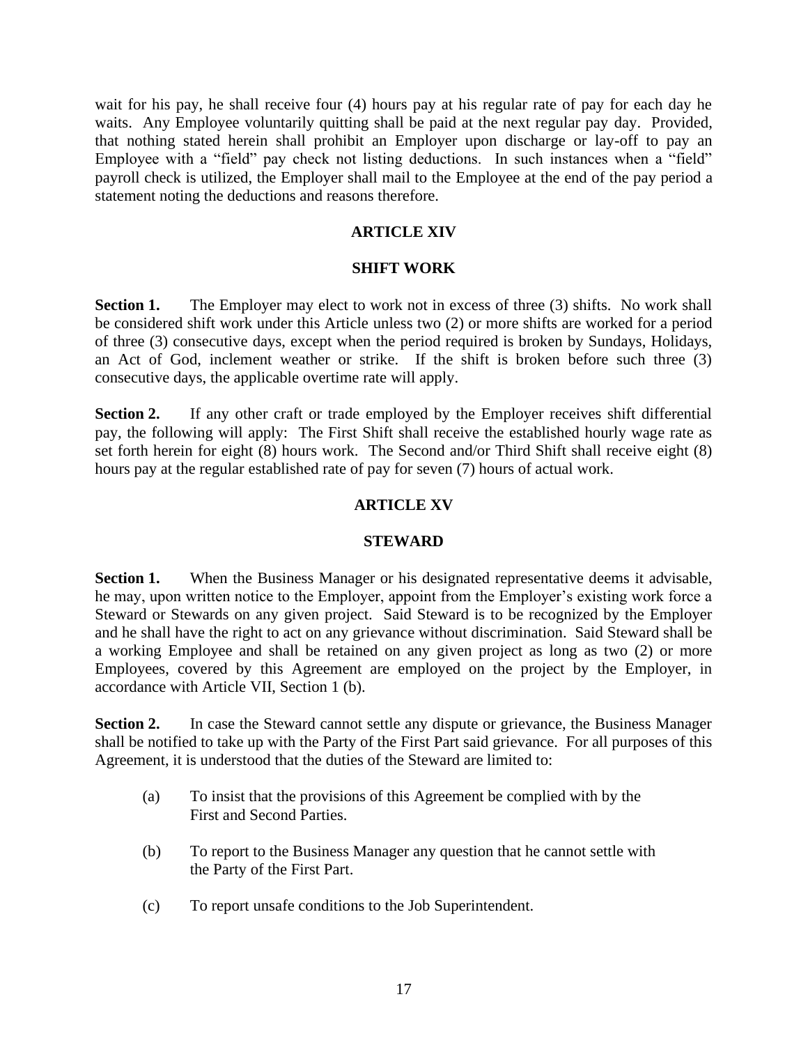wait for his pay, he shall receive four (4) hours pay at his regular rate of pay for each day he waits. Any Employee voluntarily quitting shall be paid at the next regular pay day. Provided, that nothing stated herein shall prohibit an Employer upon discharge or lay-off to pay an Employee with a "field" pay check not listing deductions. In such instances when a "field" payroll check is utilized, the Employer shall mail to the Employee at the end of the pay period a statement noting the deductions and reasons therefore.

## ARTICLE XIV

## SHIFT WORK

**Section 1.** The Employer may elect to work not in excess of three (3) shifts. No work shall be considered shift work under this Article unless two (2) or more shifts are worked for a period of three (3) consecutive days, except when the period required is broken by Sundays, Holidays, an Act of God, inclement weather or strike. If the shift is broken before such three (3) consecutive days, the applicable overtime rate will apply.

**Section 2.** If any other craft or trade employed by the Employer receives shift differential pay, the following will apply: The First Shift shall receive the established hourly wage rate as set forth herein for eight (8) hours work. The Second and/or Third Shift shall receive eight (8) hours pay at the regular established rate of pay for seven (7) hours of actual work.

## ARTICLE XV

## STEWARD

**Section 1.** When the Business Manager or his designated representative deems it advisable, he may, upon written notice to the Employer, appoint from the Employer's existing work force a Steward or Stewards on any given project. Said Steward is to be recognized by the Employer and he shall have the right to act on any grievance without discrimination. Said Steward shall be a working Employee and shall be retained on any given project as long as two (2) or more Employees, covered by this Agreement are employed on the project by the Employer, in accordance with Article VII, Section 1 (b).

**Section 2.** In case the Steward cannot settle any dispute or grievance, the Business Manager shall be notified to take up with the Party of the First Part said grievance. For all purposes of this Agreement, it is understood that the duties of the Steward are limited to:

(a) To insist that the provisions of this Agreement be complied with by the First and Second Parties.

(b) To report to the Business Manager any question that he cannot settle with the Party of the First Part.

(c) To report unsafe conditions to the Job Superintendent.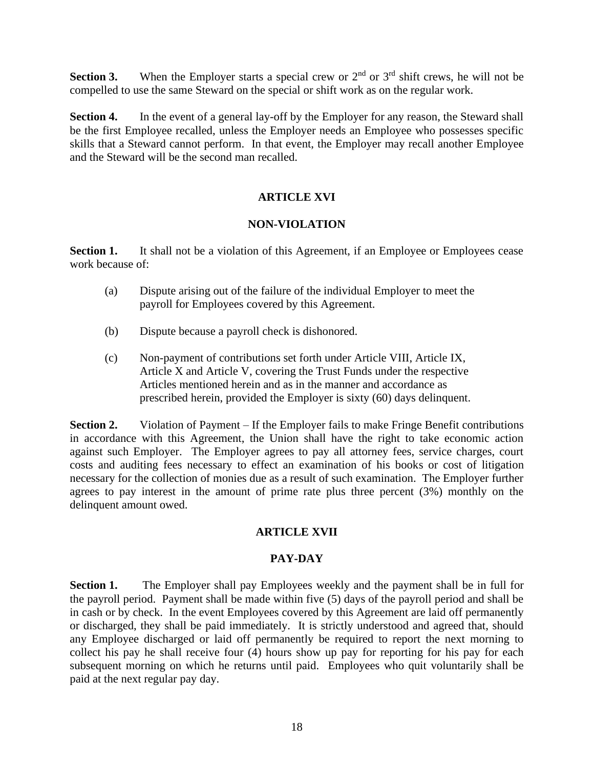**Section 3.** When the Employer starts a special crew or 2nd or 3rd shift crews, he will not be compelled to use the same Steward on the special or shift work as on the regular work.

**Section 4.** In the event of a general lay-off by the Employer for any reason, the Steward shall be the first Employee recalled, unless the Employer needs an Employee who possesses specific skills that a Steward cannot perform. In that event, the Employer may recall another Employee and the Steward will be the second man recalled.

## ARTICLE XVI

## NON-VIOLATION

**Section 1.** It shall not be a violation of this Agreement, if an Employee or Employees cease work because of:

(a) Dispute arising out of the failure of the individual Employer to meet the payroll for Employees covered by this Agreement.

(b) Dispute because a payroll check is dishonored.

(c) Non-payment of contributions set forth under Article VIII, Article IX, Article X and Article V, covering the Trust Funds under the respective Articles mentioned herein and as in the manner and accordance as prescribed herein, provided the Employer is sixty (60) days delinquent.

**Section 2.** Violation of Payment – If the Employer fails to make Fringe Benefit contributions in accordance with this Agreement, the Union shall have the right to take economic action against such Employer. The Employer agrees to pay all attorney fees, service charges, court costs and auditing fees necessary to effect an examination of his books or cost of litigation necessary for the collection of monies due as a result of such examination. The Employer further agrees to pay interest in the amount of prime rate plus three percent (3%) monthly on the delinquent amount owed.

## ARTICLE XVII

## PAY-DAY

**Section 1.** The Employer shall pay Employees weekly and the payment shall be in full for the payroll period. Payment shall be made within five (5) days of the payroll period and shall be in cash or by check. In the event Employees covered by this Agreement are laid off permanently or discharged, they shall be paid immediately. It is strictly understood and agreed that, should any Employee discharged or laid off permanently be required to report the next morning to collect his pay he shall receive four (4) hours show up pay for reporting for his pay for each subsequent morning on which he returns until paid. Employees who quit voluntarily shall be paid at the next regular pay day.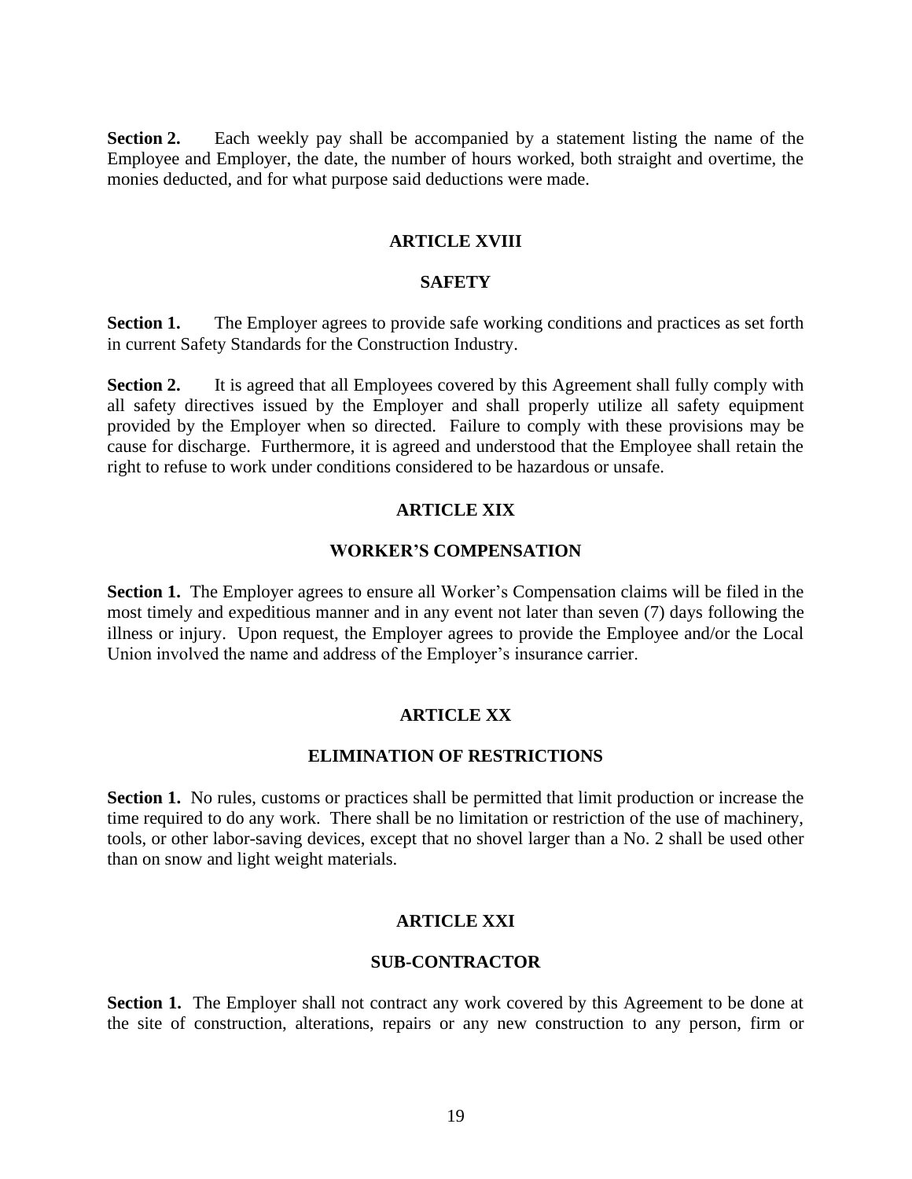**Section 2.** Each weekly pay shall be accompanied by a statement listing the name of the Employee and Employer, the date, the number of hours worked, both straight and overtime, the monies deducted, and for what purpose said deductions were made.

## ARTICLE XVIII

## SAFETY

**Section 1.** The Employer agrees to provide safe working conditions and practices as set forth in current Safety Standards for the Construction Industry.

**Section 2.** It is agreed that all Employees covered by this Agreement shall fully comply with all safety directives issued by the Employer and shall properly utilize all safety equipment provided by the Employer when so directed. Failure to comply with these provisions may be cause for discharge. Furthermore, it is agreed and understood that the Employee shall retain the right to refuse to work under conditions considered to be hazardous or unsafe.

## ARTICLE XIX

## WORKER'S COMPENSATION

**Section 1.** The Employer agrees to ensure all Worker's Compensation claims will be filed in the most timely and expeditious manner and in any event not later than seven (7) days following the illness or injury. Upon request, the Employer agrees to provide the Employee and/or the Local Union involved the name and address of the Employer's insurance carrier.

## ARTICLE XX

## ELIMINATION OF RESTRICTIONS

**Section 1.** No rules, customs or practices shall be permitted that limit production or increase the time required to do any work. There shall be no limitation or restriction of the use of machinery, tools, or other labor-saving devices, except that no shovel larger than a No. 2 shall be used other than on snow and light weight materials.

## ARTICLE XXI

## SUB-CONTRACTOR

**Section 1.** The Employer shall not contract any work covered by this Agreement to be done at the site of construction, alterations, repairs or any new construction to any person, firm or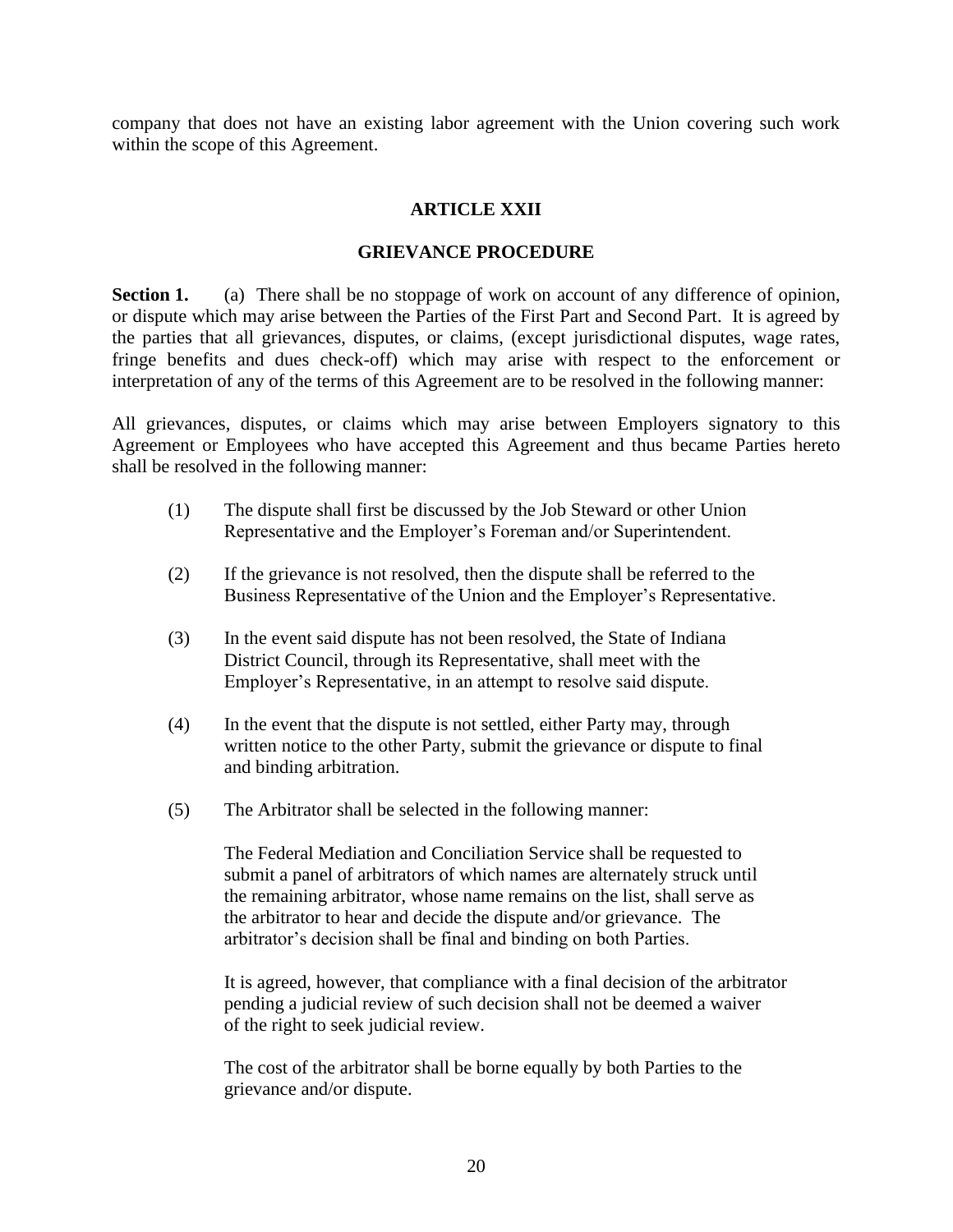company that does not have an existing labor agreement with the Union covering such work within the scope of this Agreement.

## ARTICLE XXII

## GRIEVANCE PROCEDURE

**Section 1.** (a) There shall be no stoppage of work on account of any difference of opinion, or dispute which may arise between the Parties of the First Part and Second Part. It is agreed by the parties that all grievances, disputes, or claims, (except jurisdictional disputes, wage rates, fringe benefits and dues check-off) which may arise with respect to the enforcement or interpretation of any of the terms of this Agreement are to be resolved in the following manner:

All grievances, disputes, or claims which may arise between Employers signatory to this Agreement or Employees who have accepted this Agreement and thus became Parties hereto shall be resolved in the following manner:

(1) The dispute shall first be discussed by the Job Steward or other Union Representative and the Employer's Foreman and/or Superintendent.

(2) If the grievance is not resolved, then the dispute shall be referred to the Business Representative of the Union and the Employer's Representative.

(3) In the event said dispute has not been resolved, the State of Indiana District Council, through its Representative, shall meet with the Employer's Representative, in an attempt to resolve said dispute.

(4) In the event that the dispute is not settled, either Party may, through written notice to the other Party, submit the grievance or dispute to final and binding arbitration.

(5) The Arbitrator shall be selected in the following manner:

The Federal Mediation and Conciliation Service shall be requested to submit a panel of arbitrators of which names are alternately struck until the remaining arbitrator, whose name remains on the list, shall serve as the arbitrator to hear and decide the dispute and/or grievance. The arbitrator's decision shall be final and binding on both Parties.

It is agreed, however, that compliance with a final decision of the arbitrator pending a judicial review of such decision shall not be deemed a waiver of the right to seek judicial review.

The cost of the arbitrator shall be borne equally by both Parties to the grievance and/or dispute.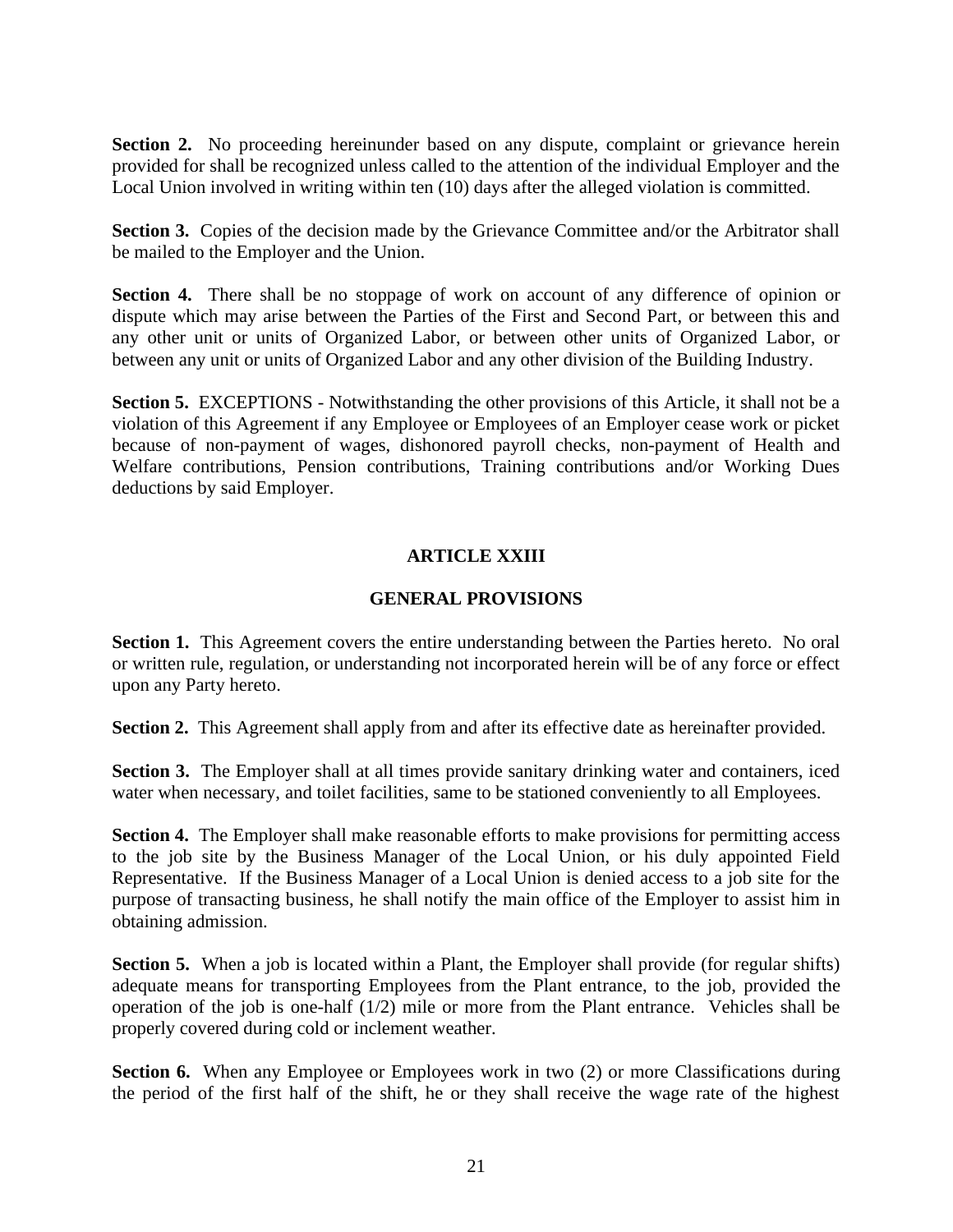**Section 2.** No proceeding hereinunder based on any dispute, complaint or grievance herein provided for shall be recognized unless called to the attention of the individual Employer and the Local Union involved in writing within ten (10) days after the alleged violation is committed.

**Section 3.** Copies of the decision made by the Grievance Committee and/or the Arbitrator shall be mailed to the Employer and the Union.

**Section 4.** There shall be no stoppage of work on account of any difference of opinion or dispute which may arise between the Parties of the First and Second Part, or between this and any other unit or units of Organized Labor, or between other units of Organized Labor, or between any unit or units of Organized Labor and any other division of the Building Industry.

**Section 5.** EXCEPTIONS - Notwithstanding the other provisions of this Article, it shall not be a violation of this Agreement if any Employee or Employees of an Employer cease work or picket because of non-payment of wages, dishonored payroll checks, non-payment of Health and Welfare contributions, Pension contributions, Training contributions and/or Working Dues deductions by said Employer.

## ARTICLE XXIII

## GENERAL PROVISIONS

**Section 1.** This Agreement covers the entire understanding between the Parties hereto. No oral or written rule, regulation, or understanding not incorporated herein will be of any force or effect upon any Party hereto.

**Section 2.** This Agreement shall apply from and after its effective date as hereinafter provided.

**Section 3.** The Employer shall at all times provide sanitary drinking water and containers, iced water when necessary, and toilet facilities, same to be stationed conveniently to all Employees.

**Section 4.** The Employer shall make reasonable efforts to make provisions for permitting access to the job site by the Business Manager of the Local Union, or his duly appointed Field Representative. If the Business Manager of a Local Union is denied access to a job site for the purpose of transacting business, he shall notify the main office of the Employer to assist him in obtaining admission.

**Section 5.** When a job is located within a Plant, the Employer shall provide (for regular shifts) adequate means for transporting Employees from the Plant entrance, to the job, provided the operation of the job is one-half (1/2) mile or more from the Plant entrance. Vehicles shall be properly covered during cold or inclement weather.

**Section 6.** When any Employee or Employees work in two (2) or more Classifications during the period of the first half of the shift, he or they shall receive the wage rate of the highest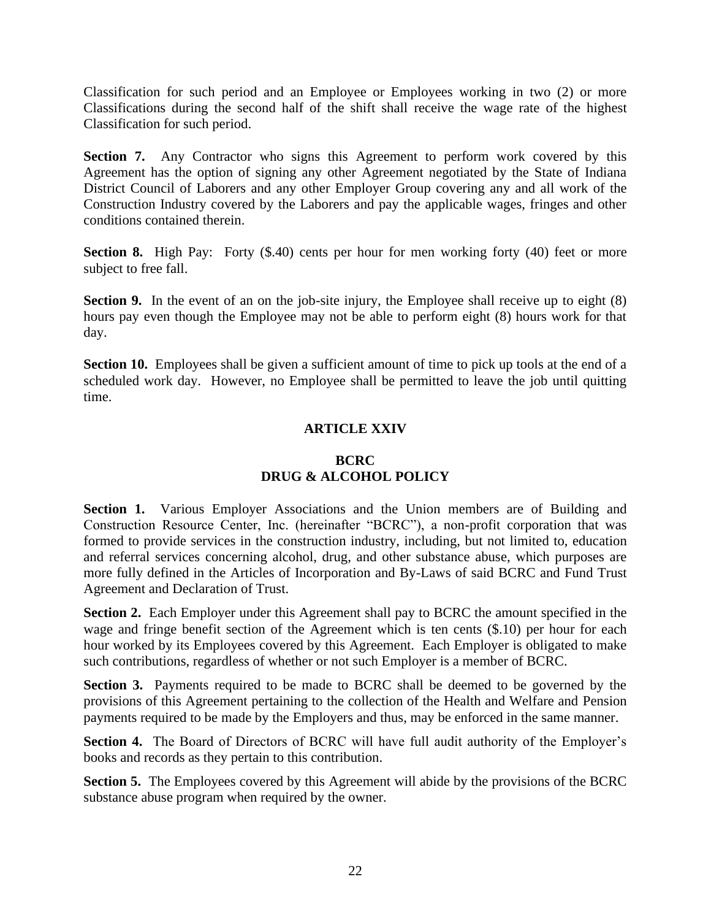Classification for such period and an Employee or Employees working in two (2) or more Classifications during the second half of the shift shall receive the wage rate of the highest Classification for such period.

**Section 7.** Any Contractor who signs this Agreement to perform work covered by this Agreement has the option of signing any other Agreement negotiated by the State of Indiana District Council of Laborers and any other Employer Group covering any and all work of the Construction Industry covered by the Laborers and pay the applicable wages, fringes and other conditions contained therein.

**Section 8.** High Pay: Forty ($.40) cents per hour for men working forty (40) feet or more subject to free fall.

**Section 9.** In the event of an on the job-site injury, the Employee shall receive up to eight (8) hours pay even though the Employee may not be able to perform eight (8) hours work for that day.

**Section 10.** Employees shall be given a sufficient amount of time to pick up tools at the end of a scheduled work day. However, no Employee shall be permitted to leave the job until quitting time.

## ARTICLE XXIV

### BCRC
### DRUG & ALCOHOL POLICY

**Section 1.** Various Employer Associations and the Union members are of Building and Construction Resource Center, Inc. (hereinafter "BCRC"), a non-profit corporation that was formed to provide services in the construction industry, including, but not limited to, education and referral services concerning alcohol, drug, and other substance abuse, which purposes are more fully defined in the Articles of Incorporation and By-Laws of said BCRC and Fund Trust Agreement and Declaration of Trust.

**Section 2.** Each Employer under this Agreement shall pay to BCRC the amount specified in the wage and fringe benefit section of the Agreement which is ten cents ($.10) per hour for each hour worked by its Employees covered by this Agreement. Each Employer is obligated to make such contributions, regardless of whether or not such Employer is a member of BCRC.

**Section 3.** Payments required to be made to BCRC shall be deemed to be governed by the provisions of this Agreement pertaining to the collection of the Health and Welfare and Pension payments required to be made by the Employers and thus, may be enforced in the same manner.

**Section 4.** The Board of Directors of BCRC will have full audit authority of the Employer's books and records as they pertain to this contribution.

**Section 5.** The Employees covered by this Agreement will abide by the provisions of the BCRC substance abuse program when required by the owner.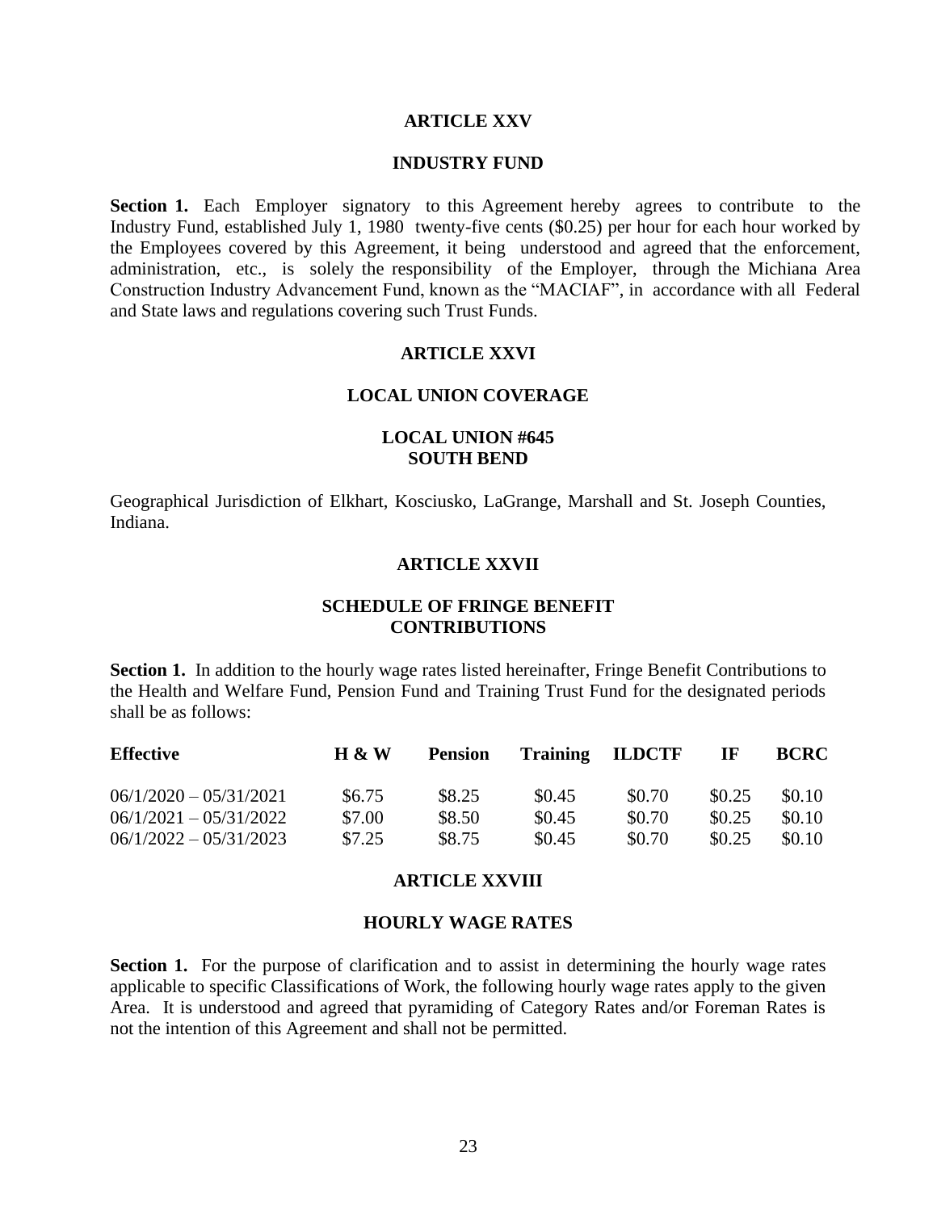## ARTICLE XXV

## INDUSTRY FUND

**Section 1.** Each Employer signatory to this Agreement hereby agrees to contribute to the Industry Fund, established July 1, 1980 twenty-five cents ($0.25) per hour for each hour worked by the Employees covered by this Agreement, it being understood and agreed that the enforcement, administration, etc., is solely the responsibility of the Employer, through the Michiana Area Construction Industry Advancement Fund, known as the "MACIAF", in accordance with all Federal and State laws and regulations covering such Trust Funds.

## ARTICLE XXVI

## LOCAL UNION COVERAGE

### LOCAL UNION #645
### SOUTH BEND

Geographical Jurisdiction of Elkhart, Kosciusko, LaGrange, Marshall and St. Joseph Counties, Indiana.

## ARTICLE XXVII

## SCHEDULE OF FRINGE BENEFIT CONTRIBUTIONS

**Section 1.** In addition to the hourly wage rates listed hereinafter, Fringe Benefit Contributions to the Health and Welfare Fund, Pension Fund and Training Trust Fund for the designated periods shall be as follows:

| Effective | H & W | Pension | Training | ILDCTF | IF | BCRC |
|---|---|---|---|---|---|---|
| 06/1/2020 – 05/31/2021 | $6.75 | $8.25 | $0.45 | $0.70 | $0.25 | $0.10 |
| 06/1/2021 – 05/31/2022 | $7.00 | $8.50 | $0.45 | $0.70 | $0.25 | $0.10 |
| 06/1/2022 – 05/31/2023 | $7.25 | $8.75 | $0.45 | $0.70 | $0.25 | $0.10 |

## ARTICLE XXVIII

## HOURLY WAGE RATES

**Section 1.** For the purpose of clarification and to assist in determining the hourly wage rates applicable to specific Classifications of Work, the following hourly wage rates apply to the given Area. It is understood and agreed that pyramiding of Category Rates and/or Foreman Rates is not the intention of this Agreement and shall not be permitted.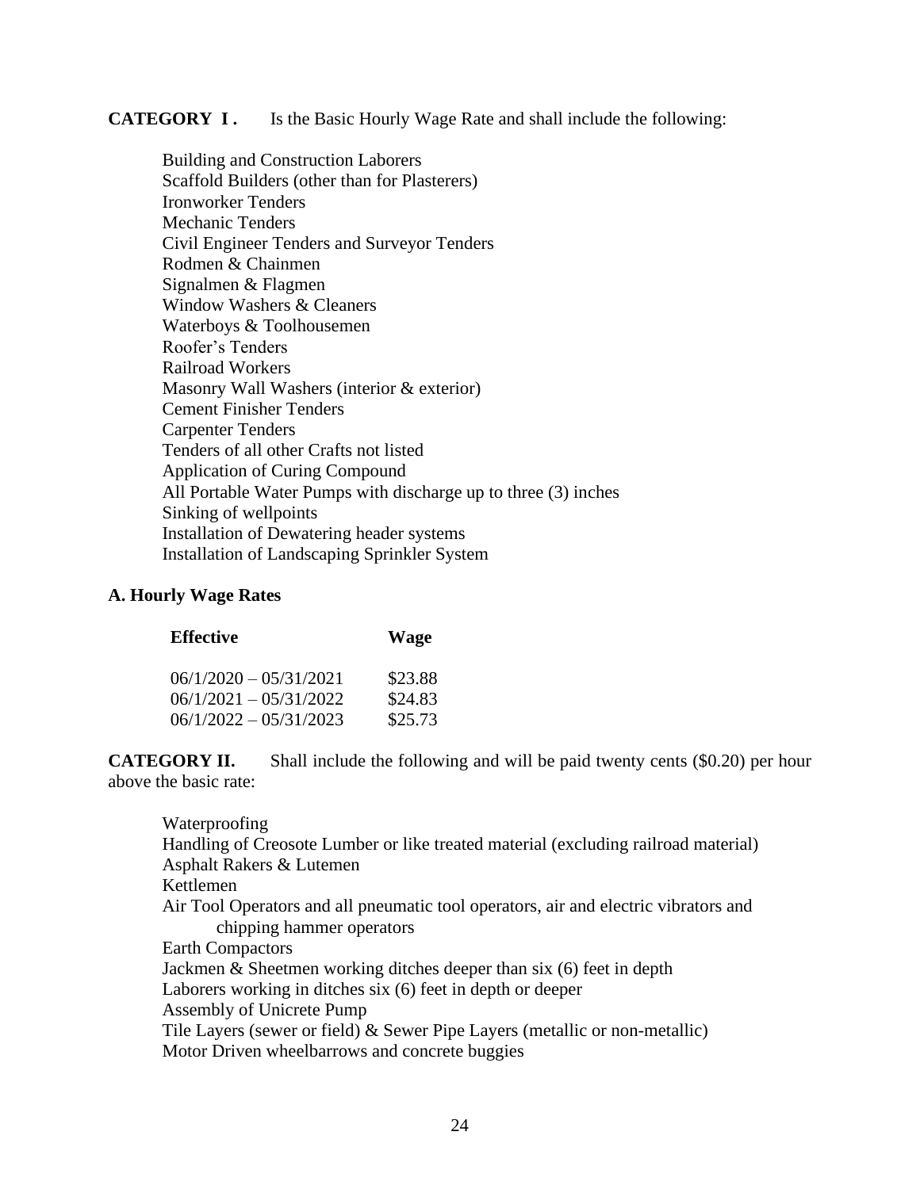**CATEGORY I .** Is the Basic Hourly Wage Rate and shall include the following:

Building and Construction Laborers
Scaffold Builders (other than for Plasterers)
Ironworker Tenders
Mechanic Tenders
Civil Engineer Tenders and Surveyor Tenders
Rodmen & Chainmen
Signalmen & Flagmen
Window Washers & Cleaners
Waterboys & Toolhousemen
Roofer's Tenders
Railroad Workers
Masonry Wall Washers (interior & exterior)
Cement Finisher Tenders
Carpenter Tenders
Tenders of all other Crafts not listed
Application of Curing Compound
All Portable Water Pumps with discharge up to three (3) inches
Sinking of wellpoints
Installation of Dewatering header systems
Installation of Landscaping Sprinkler System

**A. Hourly Wage Rates**

| **Effective** | **Wage** |
|---|---|
| 06/1/2020 – 05/31/2021 | $23.88 |
| 06/1/2021 – 05/31/2022 | $24.83 |
| 06/1/2022 – 05/31/2023 | $25.73 |

**CATEGORY II.** Shall include the following and will be paid twenty cents ($0.20) per hour above the basic rate:

Waterproofing
Handling of Creosote Lumber or like treated material (excluding railroad material)
Asphalt Rakers & Lutemen
Kettlemen
Air Tool Operators and all pneumatic tool operators, air and electric vibrators and chipping hammer operators
Earth Compactors
Jackmen & Sheetmen working ditches deeper than six (6) feet in depth
Laborers working in ditches six (6) feet in depth or deeper
Assembly of Unicrete Pump
Tile Layers (sewer or field) & Sewer Pipe Layers (metallic or non-metallic)
Motor Driven wheelbarrows and concrete buggies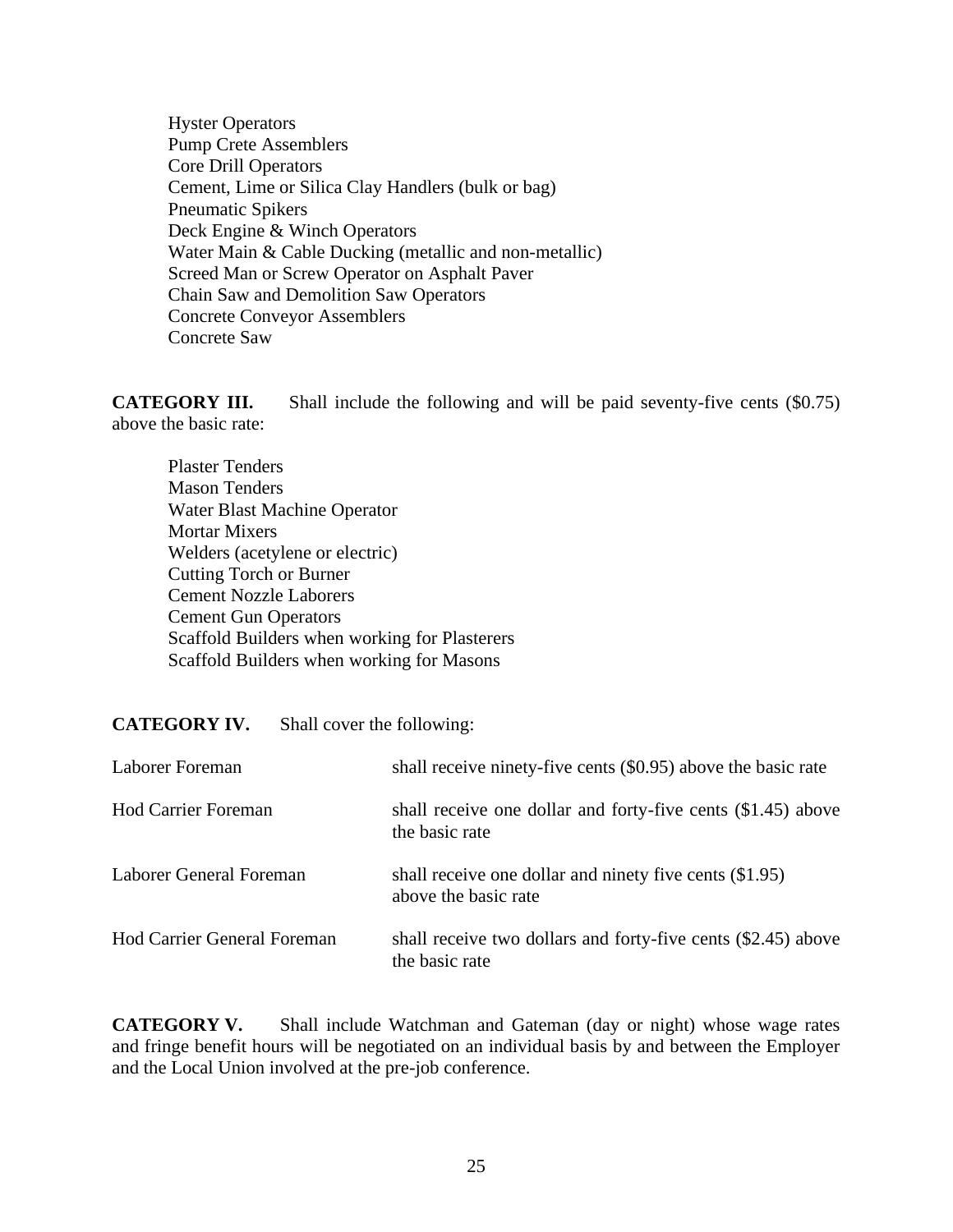Hyster Operators
Pump Crete Assemblers
Core Drill Operators
Cement, Lime or Silica Clay Handlers (bulk or bag)
Pneumatic Spikers
Deck Engine & Winch Operators
Water Main & Cable Ducking (metallic and non-metallic)
Screed Man or Screw Operator on Asphalt Paver
Chain Saw and Demolition Saw Operators
Concrete Conveyor Assemblers
Concrete Saw

**CATEGORY III.** Shall include the following and will be paid seventy-five cents ($0.75) above the basic rate:

Plaster Tenders
Mason Tenders
Water Blast Machine Operator
Mortar Mixers
Welders (acetylene or electric)
Cutting Torch or Burner
Cement Nozzle Laborers
Cement Gun Operators
Scaffold Builders when working for Plasterers
Scaffold Builders when working for Masons

**CATEGORY IV.** Shall cover the following:

| | |
|---|---|
| Laborer Foreman | shall receive ninety-five cents ($0.95) above the basic rate |
| Hod Carrier Foreman | shall receive one dollar and forty-five cents ($1.45) above the basic rate |
| Laborer General Foreman | shall receive one dollar and ninety five cents ($1.95) above the basic rate |
| Hod Carrier General Foreman | shall receive two dollars and forty-five cents ($2.45) above the basic rate |

**CATEGORY V.** Shall include Watchman and Gateman (day or night) whose wage rates and fringe benefit hours will be negotiated on an individual basis by and between the Employer and the Local Union involved at the pre-job conference.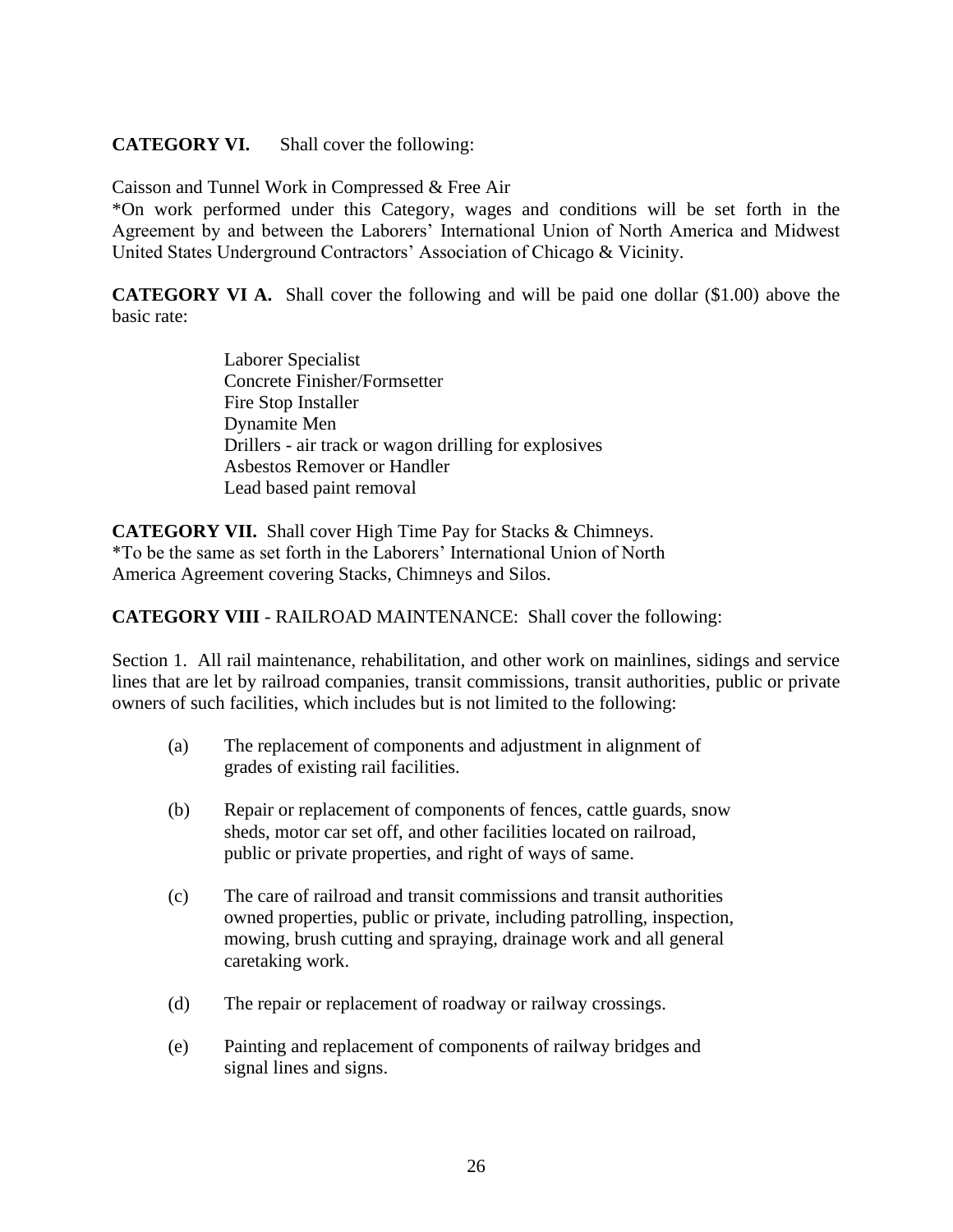**CATEGORY VI.** Shall cover the following:

Caisson and Tunnel Work in Compressed & Free Air
*On work performed under this Category, wages and conditions will be set forth in the Agreement by and between the Laborers' International Union of North America and Midwest United States Underground Contractors' Association of Chicago & Vicinity.

**CATEGORY VI A.** Shall cover the following and will be paid one dollar ($1.00) above the basic rate:

- Laborer Specialist
- Concrete Finisher/Formsetter
- Fire Stop Installer
- Dynamite Men
- Drillers - air track or wagon drilling for explosives
- Asbestos Remover or Handler
- Lead based paint removal

**CATEGORY VII.** Shall cover High Time Pay for Stacks & Chimneys.
*To be the same as set forth in the Laborers' International Union of North America Agreement covering Stacks, Chimneys and Silos.

**CATEGORY VIII** - RAILROAD MAINTENANCE: Shall cover the following:

Section 1. All rail maintenance, rehabilitation, and other work on mainlines, sidings and service lines that are let by railroad companies, transit commissions, transit authorities, public or private owners of such facilities, which includes but is not limited to the following:

(a) The replacement of components and adjustment in alignment of grades of existing rail facilities.

(b) Repair or replacement of components of fences, cattle guards, snow sheds, motor car set off, and other facilities located on railroad, public or private properties, and right of ways of same.

(c) The care of railroad and transit commissions and transit authorities owned properties, public or private, including patrolling, inspection, mowing, brush cutting and spraying, drainage work and all general caretaking work.

(d) The repair or replacement of roadway or railway crossings.

(e) Painting and replacement of components of railway bridges and signal lines and signs.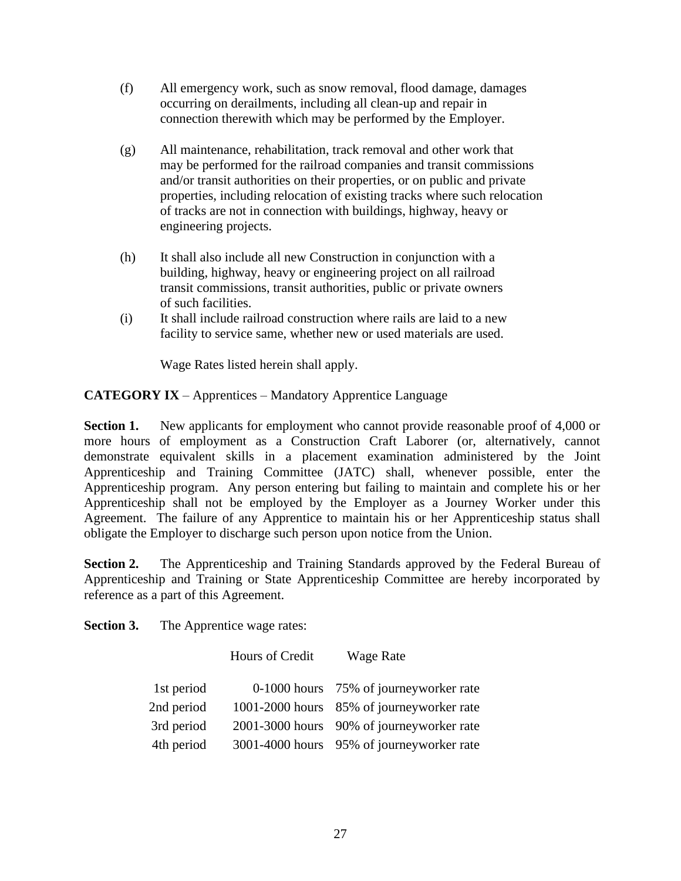(f) All emergency work, such as snow removal, flood damage, damages occurring on derailments, including all clean-up and repair in connection therewith which may be performed by the Employer.

(g) All maintenance, rehabilitation, track removal and other work that may be performed for the railroad companies and transit commissions and/or transit authorities on their properties, or on public and private properties, including relocation of existing tracks where such relocation of tracks are not in connection with buildings, highway, heavy or engineering projects.

(h) It shall also include all new Construction in conjunction with a building, highway, heavy or engineering project on all railroad transit commissions, transit authorities, public or private owners of such facilities.

(i) It shall include railroad construction where rails are laid to a new facility to service same, whether new or used materials are used.

Wage Rates listed herein shall apply.

**CATEGORY IX** – Apprentices – Mandatory Apprentice Language

**Section 1.** New applicants for employment who cannot provide reasonable proof of 4,000 or more hours of employment as a Construction Craft Laborer (or, alternatively, cannot demonstrate equivalent skills in a placement examination administered by the Joint Apprenticeship and Training Committee (JATC) shall, whenever possible, enter the Apprenticeship program. Any person entering but failing to maintain and complete his or her Apprenticeship shall not be employed by the Employer as a Journey Worker under this Agreement. The failure of any Apprentice to maintain his or her Apprenticeship status shall obligate the Employer to discharge such person upon notice from the Union.

**Section 2.** The Apprenticeship and Training Standards approved by the Federal Bureau of Apprenticeship and Training or State Apprenticeship Committee are hereby incorporated by reference as a part of this Agreement.

**Section 3.** The Apprentice wage rates:

| | Hours of Credit | Wage Rate |
|---|---|---|
| 1st period | 0-1000 hours | 75% of journeyworker rate |
| 2nd period | 1001-2000 hours | 85% of journeyworker rate |
| 3rd period | 2001-3000 hours | 90% of journeyworker rate |
| 4th period | 3001-4000 hours | 95% of journeyworker rate |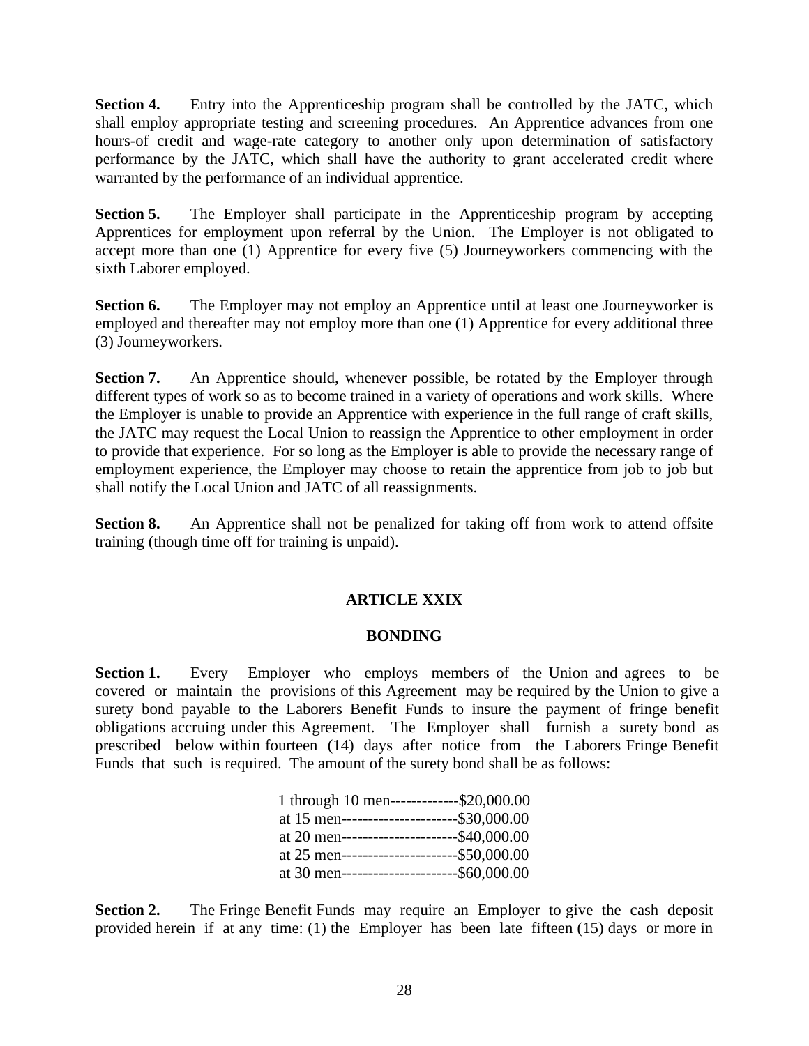**Section 4.** Entry into the Apprenticeship program shall be controlled by the JATC, which shall employ appropriate testing and screening procedures. An Apprentice advances from one hours-of credit and wage-rate category to another only upon determination of satisfactory performance by the JATC, which shall have the authority to grant accelerated credit where warranted by the performance of an individual apprentice.

**Section 5.** The Employer shall participate in the Apprenticeship program by accepting Apprentices for employment upon referral by the Union. The Employer is not obligated to accept more than one (1) Apprentice for every five (5) Journeyworkers commencing with the sixth Laborer employed.

**Section 6.** The Employer may not employ an Apprentice until at least one Journeyworker is employed and thereafter may not employ more than one (1) Apprentice for every additional three (3) Journeyworkers.

**Section 7.** An Apprentice should, whenever possible, be rotated by the Employer through different types of work so as to become trained in a variety of operations and work skills. Where the Employer is unable to provide an Apprentice with experience in the full range of craft skills, the JATC may request the Local Union to reassign the Apprentice to other employment in order to provide that experience. For so long as the Employer is able to provide the necessary range of employment experience, the Employer may choose to retain the apprentice from job to job but shall notify the Local Union and JATC of all reassignments.

**Section 8.** An Apprentice shall not be penalized for taking off from work to attend offsite training (though time off for training is unpaid).

## ARTICLE XXIX

## BONDING

**Section 1.** Every Employer who employs members of the Union and agrees to be covered or maintain the provisions of this Agreement may be required by the Union to give a surety bond payable to the Laborers Benefit Funds to insure the payment of fringe benefit obligations accruing under this Agreement. The Employer shall furnish a surety bond as prescribed below within fourteen (14) days after notice from the Laborers Fringe Benefit Funds that such is required. The amount of the surety bond shall be as follows:

1 through 10 men-------------$20,000.00
at 15 men----------------------$30,000.00
at 20 men----------------------$40,000.00
at 25 men----------------------$50,000.00
at 30 men----------------------$60,000.00

**Section 2.** The Fringe Benefit Funds may require an Employer to give the cash deposit provided herein if at any time: (1) the Employer has been late fifteen (15) days or more in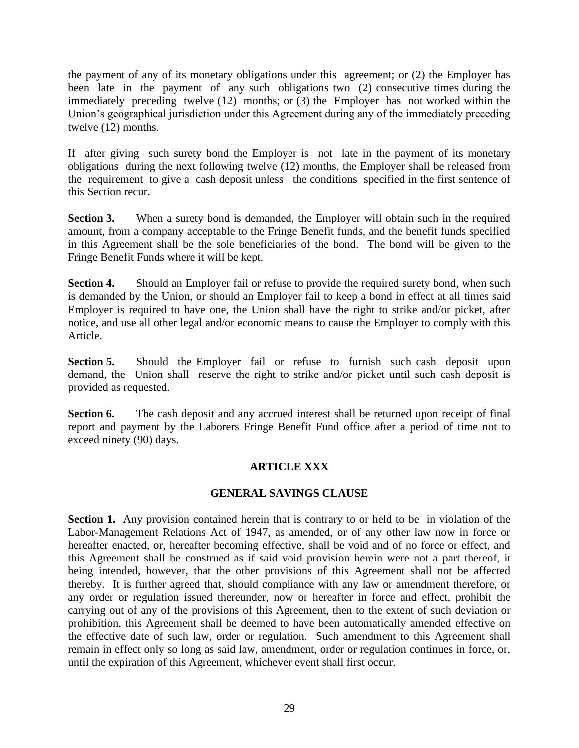the payment of any of its monetary obligations under this agreement; or (2) the Employer has been late in the payment of any such obligations two (2) consecutive times during the immediately preceding twelve (12) months; or (3) the Employer has not worked within the Union's geographical jurisdiction under this Agreement during any of the immediately preceding twelve (12) months.

If after giving such surety bond the Employer is not late in the payment of its monetary obligations during the next following twelve (12) months, the Employer shall be released from the requirement to give a cash deposit unless the conditions specified in the first sentence of this Section recur.

**Section 3.** When a surety bond is demanded, the Employer will obtain such in the required amount, from a company acceptable to the Fringe Benefit funds, and the benefit funds specified in this Agreement shall be the sole beneficiaries of the bond. The bond will be given to the Fringe Benefit Funds where it will be kept.

**Section 4.** Should an Employer fail or refuse to provide the required surety bond, when such is demanded by the Union, or should an Employer fail to keep a bond in effect at all times said Employer is required to have one, the Union shall have the right to strike and/or picket, after notice, and use all other legal and/or economic means to cause the Employer to comply with this Article.

**Section 5.** Should the Employer fail or refuse to furnish such cash deposit upon demand, the Union shall reserve the right to strike and/or picket until such cash deposit is provided as requested.

**Section 6.** The cash deposit and any accrued interest shall be returned upon receipt of final report and payment by the Laborers Fringe Benefit Fund office after a period of time not to exceed ninety (90) days.

## ARTICLE XXX

## GENERAL SAVINGS CLAUSE

**Section 1.** Any provision contained herein that is contrary to or held to be in violation of the Labor-Management Relations Act of 1947, as amended, or of any other law now in force or hereafter enacted, or, hereafter becoming effective, shall be void and of no force or effect, and this Agreement shall be construed as if said void provision herein were not a part thereof, it being intended, however, that the other provisions of this Agreement shall not be affected thereby. It is further agreed that, should compliance with any law or amendment therefore, or any order or regulation issued thereunder, now or hereafter in force and effect, prohibit the carrying out of any of the provisions of this Agreement, then to the extent of such deviation or prohibition, this Agreement shall be deemed to have been automatically amended effective on the effective date of such law, order or regulation. Such amendment to this Agreement shall remain in effect only so long as said law, amendment, order or regulation continues in force, or, until the expiration of this Agreement, whichever event shall first occur.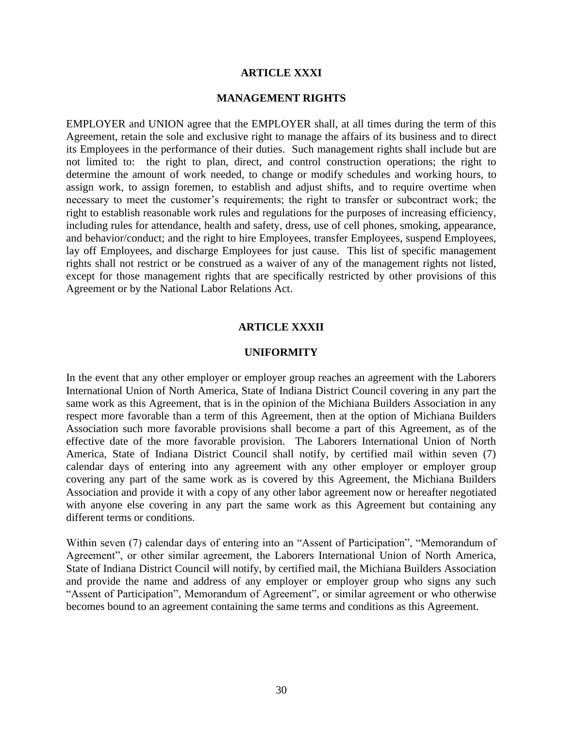## ARTICLE XXXI

## MANAGEMENT RIGHTS

EMPLOYER and UNION agree that the EMPLOYER shall, at all times during the term of this Agreement, retain the sole and exclusive right to manage the affairs of its business and to direct its Employees in the performance of their duties. Such management rights shall include but are not limited to: the right to plan, direct, and control construction operations; the right to determine the amount of work needed, to change or modify schedules and working hours, to assign work, to assign foremen, to establish and adjust shifts, and to require overtime when necessary to meet the customer's requirements; the right to transfer or subcontract work; the right to establish reasonable work rules and regulations for the purposes of increasing efficiency, including rules for attendance, health and safety, dress, use of cell phones, smoking, appearance, and behavior/conduct; and the right to hire Employees, transfer Employees, suspend Employees, lay off Employees, and discharge Employees for just cause. This list of specific management rights shall not restrict or be construed as a waiver of any of the management rights not listed, except for those management rights that are specifically restricted by other provisions of this Agreement or by the National Labor Relations Act.

## ARTICLE XXXII

## UNIFORMITY

In the event that any other employer or employer group reaches an agreement with the Laborers International Union of North America, State of Indiana District Council covering in any part the same work as this Agreement, that is in the opinion of the Michiana Builders Association in any respect more favorable than a term of this Agreement, then at the option of Michiana Builders Association such more favorable provisions shall become a part of this Agreement, as of the effective date of the more favorable provision. The Laborers International Union of North America, State of Indiana District Council shall notify, by certified mail within seven (7) calendar days of entering into any agreement with any other employer or employer group covering any part of the same work as is covered by this Agreement, the Michiana Builders Association and provide it with a copy of any other labor agreement now or hereafter negotiated with anyone else covering in any part the same work as this Agreement but containing any different terms or conditions.

Within seven (7) calendar days of entering into an "Assent of Participation", "Memorandum of Agreement", or other similar agreement, the Laborers International Union of North America, State of Indiana District Council will notify, by certified mail, the Michiana Builders Association and provide the name and address of any employer or employer group who signs any such "Assent of Participation", Memorandum of Agreement", or similar agreement or who otherwise becomes bound to an agreement containing the same terms and conditions as this Agreement.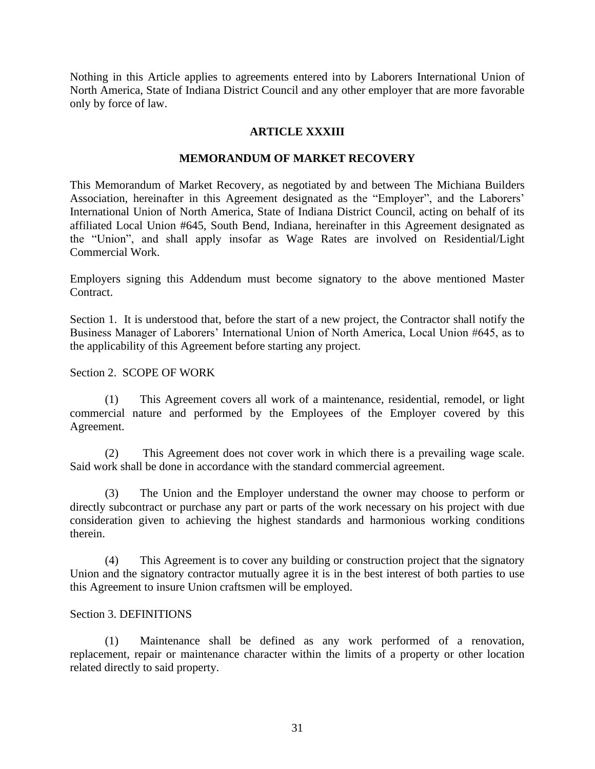Nothing in this Article applies to agreements entered into by Laborers International Union of North America, State of Indiana District Council and any other employer that are more favorable only by force of law.

## ARTICLE XXXIII

## MEMORANDUM OF MARKET RECOVERY

This Memorandum of Market Recovery, as negotiated by and between The Michiana Builders Association, hereinafter in this Agreement designated as the "Employer", and the Laborers' International Union of North America, State of Indiana District Council, acting on behalf of its affiliated Local Union #645, South Bend, Indiana, hereinafter in this Agreement designated as the "Union", and shall apply insofar as Wage Rates are involved on Residential/Light Commercial Work.

Employers signing this Addendum must become signatory to the above mentioned Master Contract.

Section 1. It is understood that, before the start of a new project, the Contractor shall notify the Business Manager of Laborers' International Union of North America, Local Union #645, as to the applicability of this Agreement before starting any project.

Section 2. SCOPE OF WORK

(1) This Agreement covers all work of a maintenance, residential, remodel, or light commercial nature and performed by the Employees of the Employer covered by this Agreement.

(2) This Agreement does not cover work in which there is a prevailing wage scale. Said work shall be done in accordance with the standard commercial agreement.

(3) The Union and the Employer understand the owner may choose to perform or directly subcontract or purchase any part or parts of the work necessary on his project with due consideration given to achieving the highest standards and harmonious working conditions therein.

(4) This Agreement is to cover any building or construction project that the signatory Union and the signatory contractor mutually agree it is in the best interest of both parties to use this Agreement to insure Union craftsmen will be employed.

Section 3. DEFINITIONS

(1) Maintenance shall be defined as any work performed of a renovation, replacement, repair or maintenance character within the limits of a property or other location related directly to said property.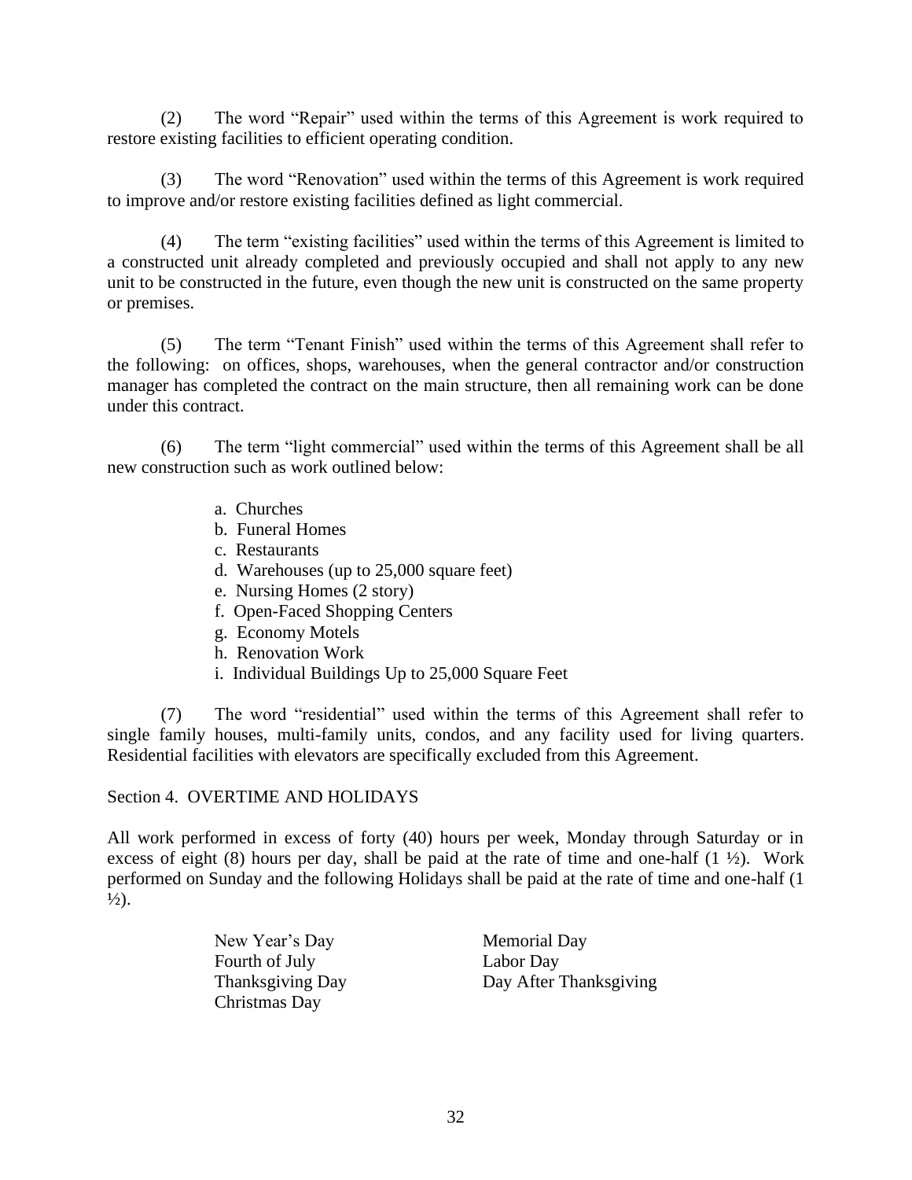(2) The word "Repair" used within the terms of this Agreement is work required to restore existing facilities to efficient operating condition.

(3) The word "Renovation" used within the terms of this Agreement is work required to improve and/or restore existing facilities defined as light commercial.

(4) The term "existing facilities" used within the terms of this Agreement is limited to a constructed unit already completed and previously occupied and shall not apply to any new unit to be constructed in the future, even though the new unit is constructed on the same property or premises.

(5) The term "Tenant Finish" used within the terms of this Agreement shall refer to the following: on offices, shops, warehouses, when the general contractor and/or construction manager has completed the contract on the main structure, then all remaining work can be done under this contract.

(6) The term "light commercial" used within the terms of this Agreement shall be all new construction such as work outlined below:

a. Churches
b. Funeral Homes
c. Restaurants
d. Warehouses (up to 25,000 square feet)
e. Nursing Homes (2 story)
f. Open-Faced Shopping Centers
g. Economy Motels
h. Renovation Work
i. Individual Buildings Up to 25,000 Square Feet

(7) The word "residential" used within the terms of this Agreement shall refer to single family houses, multi-family units, condos, and any facility used for living quarters. Residential facilities with elevators are specifically excluded from this Agreement.

Section 4. OVERTIME AND HOLIDAYS

All work performed in excess of forty (40) hours per week, Monday through Saturday or in excess of eight (8) hours per day, shall be paid at the rate of time and one-half (1 ½). Work performed on Sunday and the following Holidays shall be paid at the rate of time and one-half (1 ½).

New Year's Day
Memorial Day
Fourth of July
Labor Day
Thanksgiving Day
Day After Thanksgiving
Christmas Day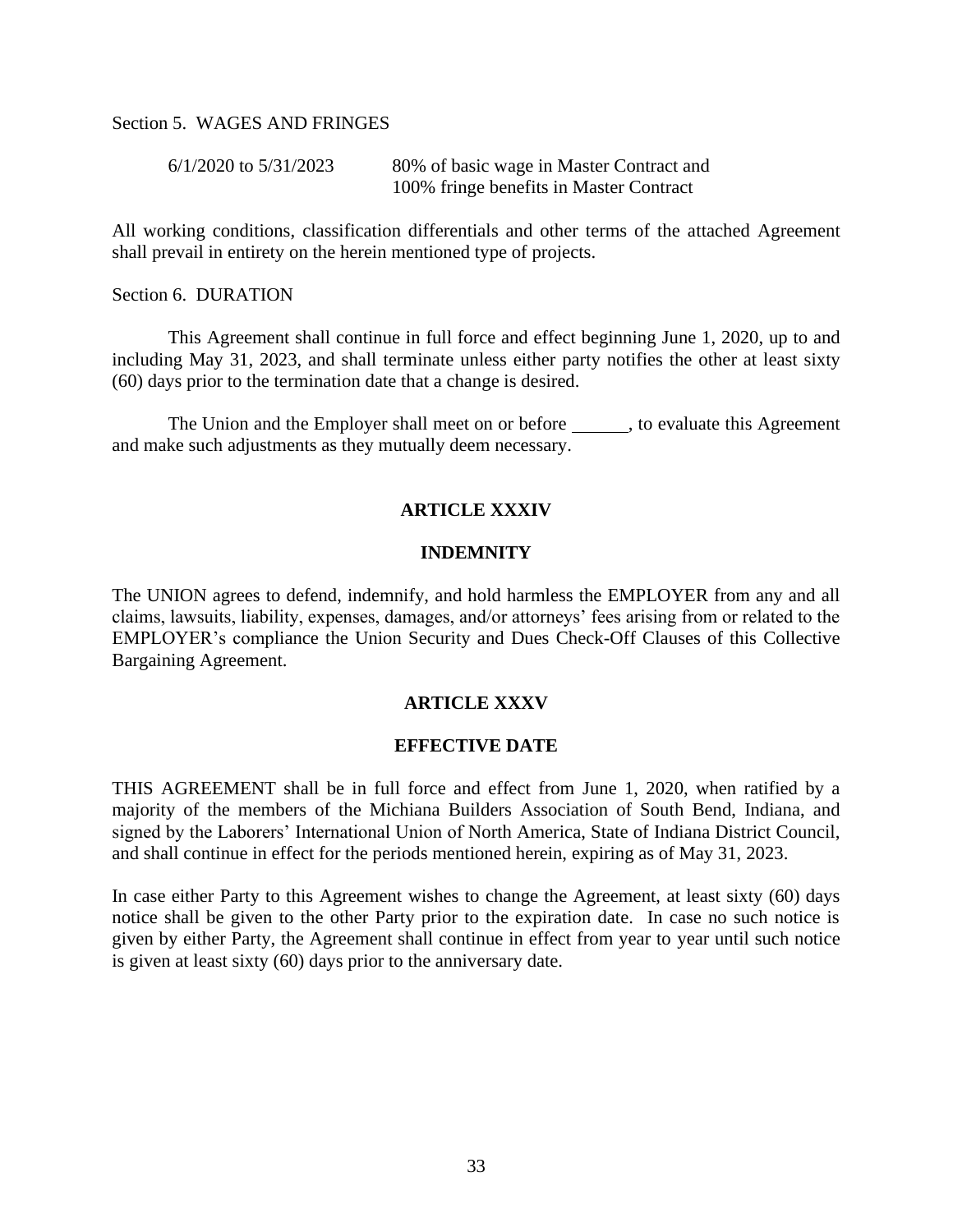Section 5. WAGES AND FRINGES

| 6/1/2020 to 5/31/2023 | 80% of basic wage in Master Contract and 100% fringe benefits in Master Contract |
|---|---|

All working conditions, classification differentials and other terms of the attached Agreement shall prevail in entirety on the herein mentioned type of projects.

Section 6. DURATION

This Agreement shall continue in full force and effect beginning June 1, 2020, up to and including May 31, 2023, and shall terminate unless either party notifies the other at least sixty (60) days prior to the termination date that a change is desired.

The Union and the Employer shall meet on or before ______, to evaluate this Agreement and make such adjustments as they mutually deem necessary.

## ARTICLE XXXIV

## INDEMNITY

The UNION agrees to defend, indemnify, and hold harmless the EMPLOYER from any and all claims, lawsuits, liability, expenses, damages, and/or attorneys' fees arising from or related to the EMPLOYER's compliance the Union Security and Dues Check-Off Clauses of this Collective Bargaining Agreement.

## ARTICLE XXXV

## EFFECTIVE DATE

THIS AGREEMENT shall be in full force and effect from June 1, 2020, when ratified by a majority of the members of the Michiana Builders Association of South Bend, Indiana, and signed by the Laborers' International Union of North America, State of Indiana District Council, and shall continue in effect for the periods mentioned herein, expiring as of May 31, 2023.

In case either Party to this Agreement wishes to change the Agreement, at least sixty (60) days notice shall be given to the other Party prior to the expiration date. In case no such notice is given by either Party, the Agreement shall continue in effect from year to year until such notice is given at least sixty (60) days prior to the anniversary date.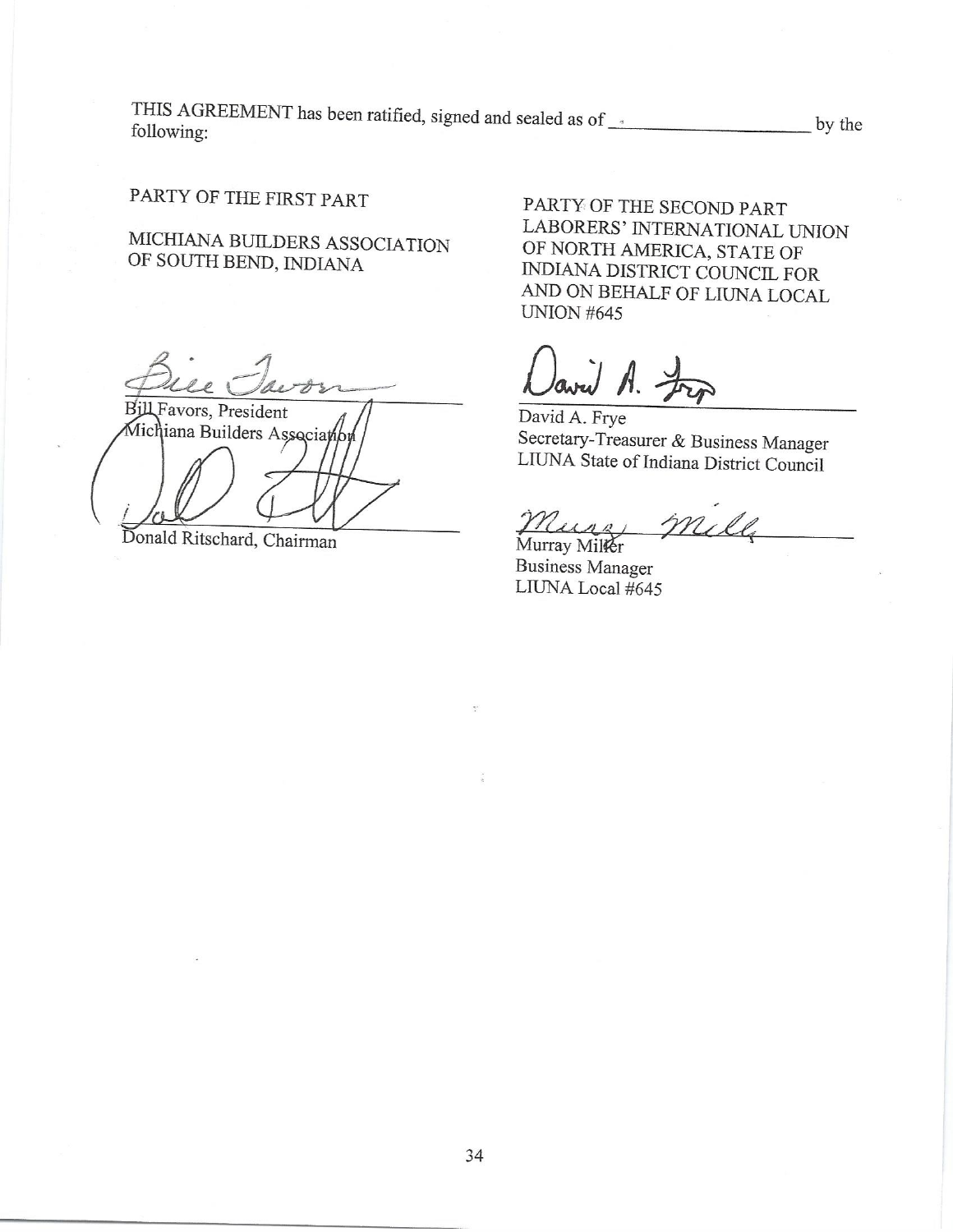THIS AGREEMENT has been ratified, signed and sealed as of ____________________ by the following:

PARTY OF THE FIRST PART

MICHIANA BUILDERS ASSOCIATION
OF SOUTH BEND, INDIANA

______________________________
Bill Favors, President
Michiana Builders Association

______________________________
Donald Ritschard, Chairman

PARTY OF THE SECOND PART
LABORERS' INTERNATIONAL UNION
OF NORTH AMERICA, STATE OF
INDIANA DISTRICT COUNCIL FOR
AND ON BEHALF OF LIUNA LOCAL
UNION #645

______________________________
David A. Frye
Secretary-Treasurer & Business Manager
LIUNA State of Indiana District Council

______________________________
Murray Miller
Business Manager
LIUNA Local #645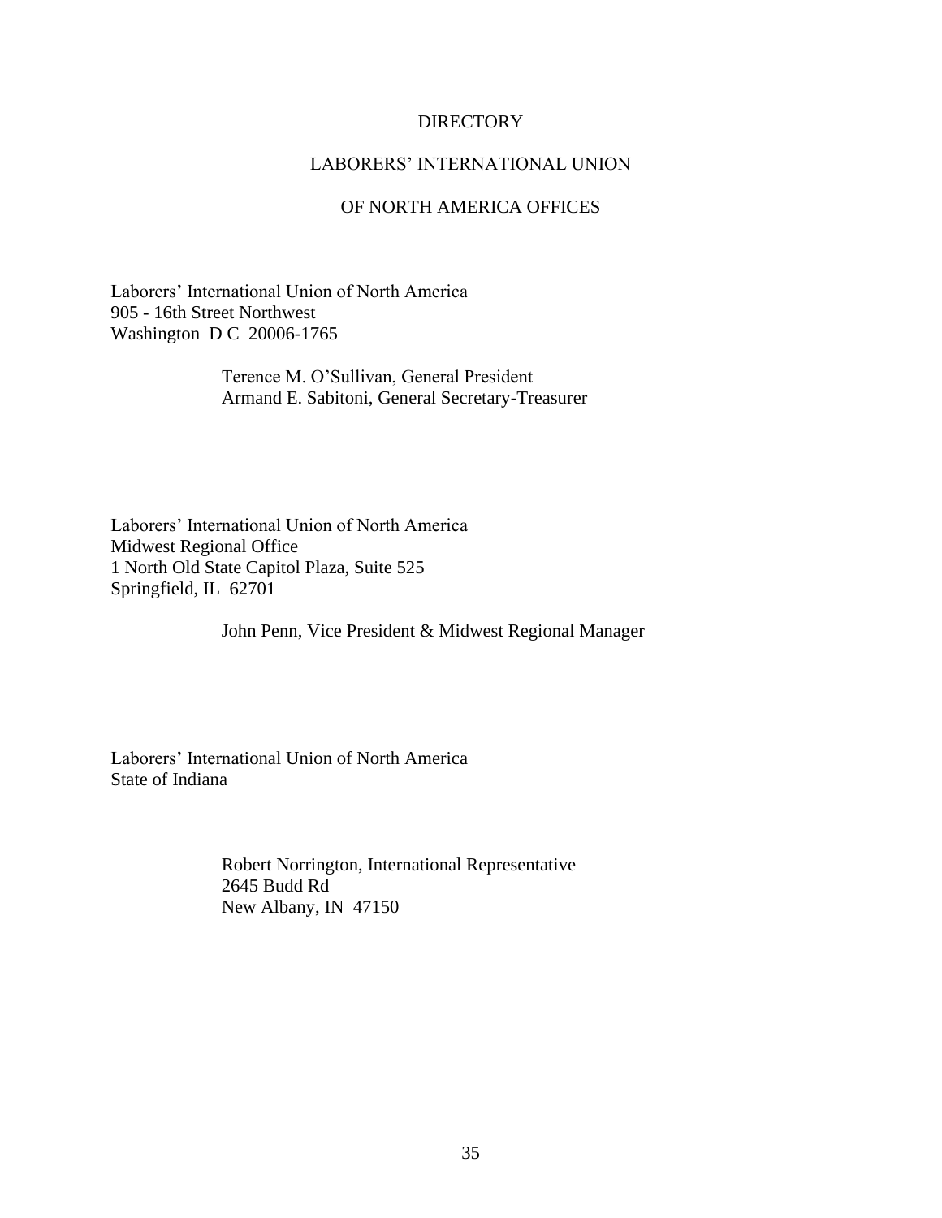# DIRECTORY

# LABORERS' INTERNATIONAL UNION

# OF NORTH AMERICA OFFICES

Laborers' International Union of North America
905 - 16th Street Northwest
Washington D C 20006-1765

> Terence M. O'Sullivan, General President
> Armand E. Sabitoni, General Secretary-Treasurer

Laborers' International Union of North America
Midwest Regional Office
1 North Old State Capitol Plaza, Suite 525
Springfield, IL 62701

> John Penn, Vice President & Midwest Regional Manager

Laborers' International Union of North America
State of Indiana

> Robert Norrington, International Representative
> 2645 Budd Rd
> New Albany, IN 47150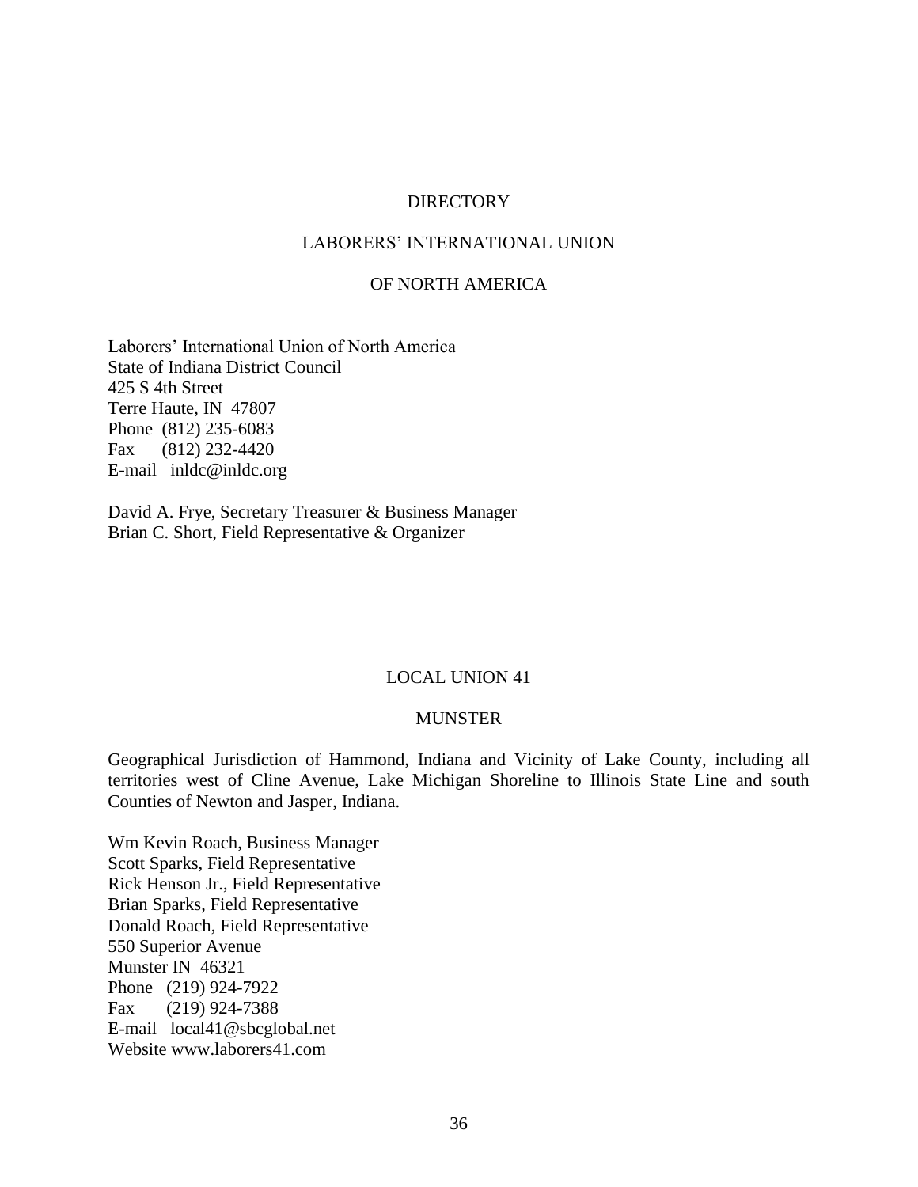# DIRECTORY

## LABORERS' INTERNATIONAL UNION

## OF NORTH AMERICA

Laborers' International Union of North America
State of Indiana District Council
425 S 4th Street
Terre Haute, IN 47807
Phone (812) 235-6083
Fax (812) 232-4420
E-mail inldc@inldc.org

David A. Frye, Secretary Treasurer & Business Manager
Brian C. Short, Field Representative & Organizer

## LOCAL UNION 41

### MUNSTER

Geographical Jurisdiction of Hammond, Indiana and Vicinity of Lake County, including all territories west of Cline Avenue, Lake Michigan Shoreline to Illinois State Line and south Counties of Newton and Jasper, Indiana.

Wm Kevin Roach, Business Manager
Scott Sparks, Field Representative
Rick Henson Jr., Field Representative
Brian Sparks, Field Representative
Donald Roach, Field Representative
550 Superior Avenue
Munster IN 46321
Phone (219) 924-7922
Fax (219) 924-7388
E-mail local41@sbcglobal.net
Website www.laborers41.com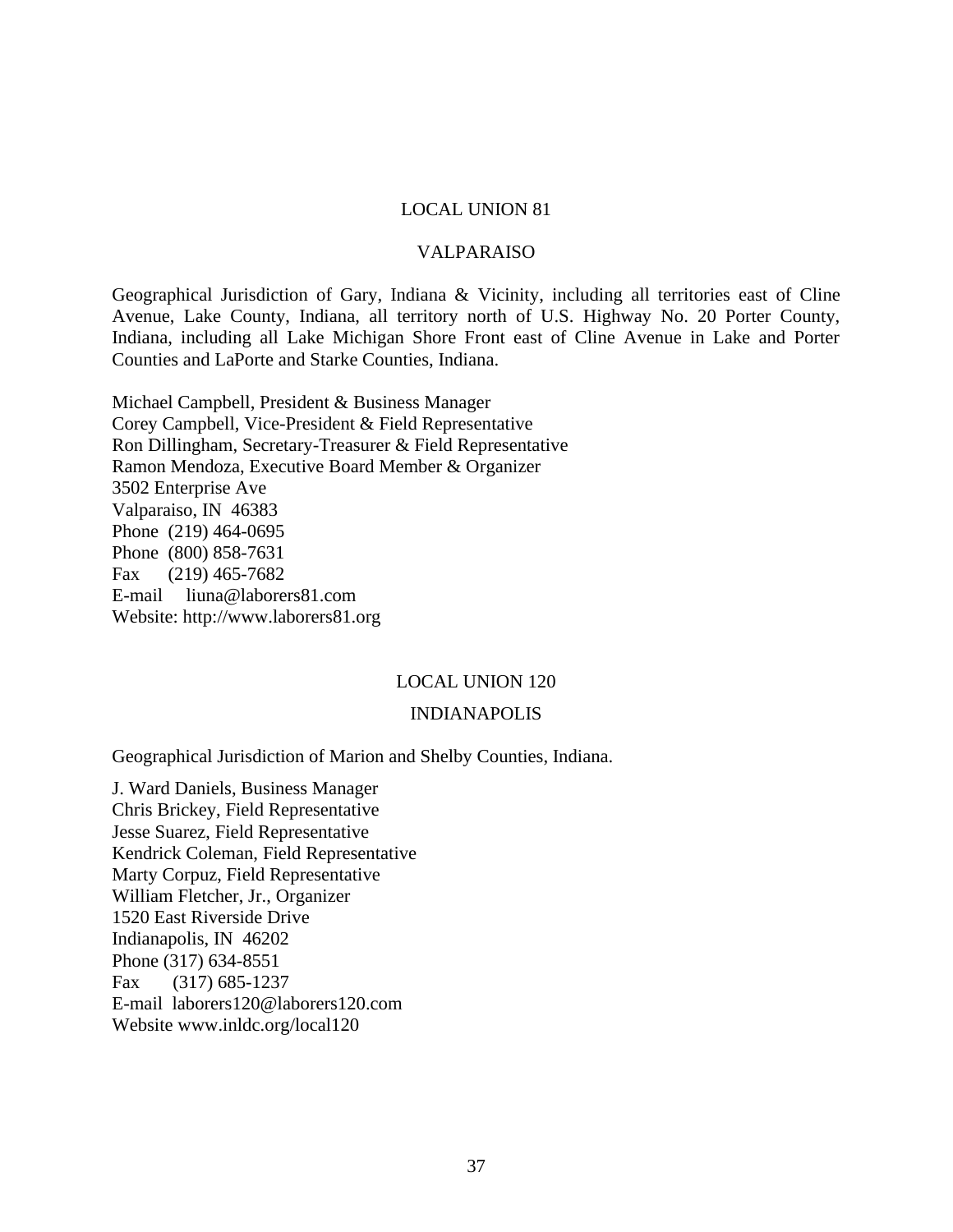## LOCAL UNION 81

## VALPARAISO

Geographical Jurisdiction of Gary, Indiana & Vicinity, including all territories east of Cline Avenue, Lake County, Indiana, all territory north of U.S. Highway No. 20 Porter County, Indiana, including all Lake Michigan Shore Front east of Cline Avenue in Lake and Porter Counties and LaPorte and Starke Counties, Indiana.

Michael Campbell, President & Business Manager
Corey Campbell, Vice-President & Field Representative
Ron Dillingham, Secretary-Treasurer & Field Representative
Ramon Mendoza, Executive Board Member & Organizer
3502 Enterprise Ave
Valparaiso, IN 46383
Phone (219) 464-0695
Phone (800) 858-7631
Fax (219) 465-7682
E-mail liuna@laborers81.com
Website: http://www.laborers81.org

## LOCAL UNION 120

## INDIANAPOLIS

Geographical Jurisdiction of Marion and Shelby Counties, Indiana.

J. Ward Daniels, Business Manager
Chris Brickey, Field Representative
Jesse Suarez, Field Representative
Kendrick Coleman, Field Representative
Marty Corpuz, Field Representative
William Fletcher, Jr., Organizer
1520 East Riverside Drive
Indianapolis, IN 46202
Phone (317) 634-8551
Fax (317) 685-1237
E-mail laborers120@laborers120.com
Website www.inldc.org/local120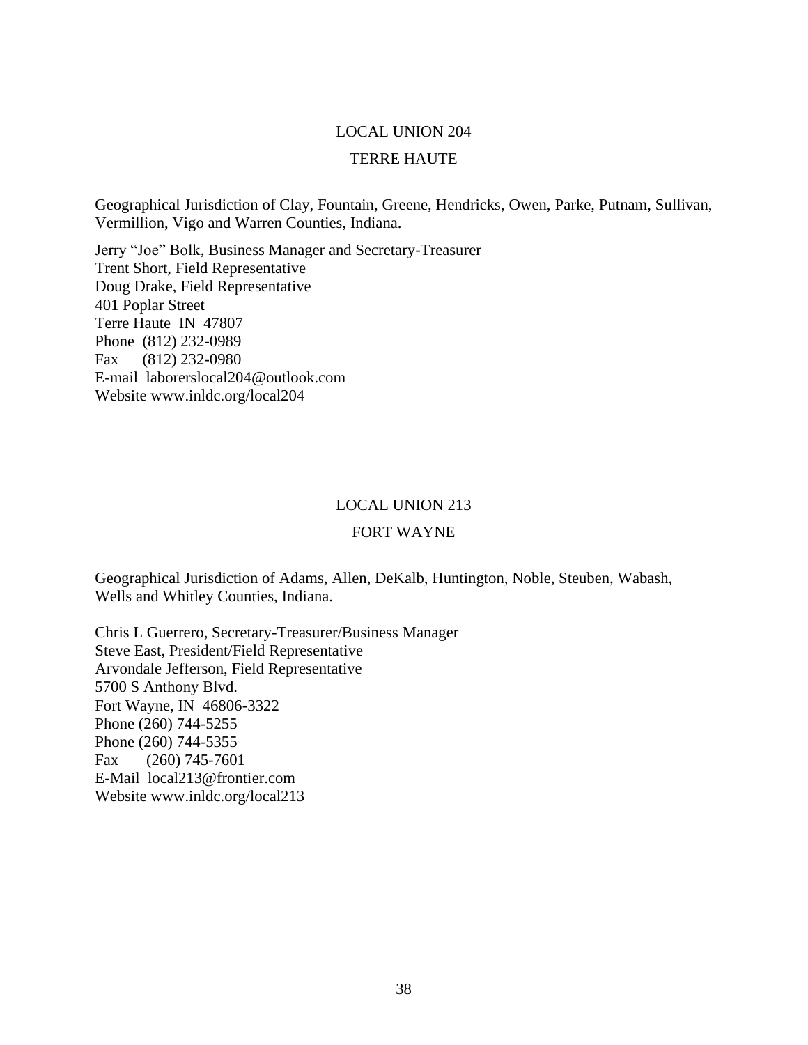## LOCAL UNION 204

## TERRE HAUTE

Geographical Jurisdiction of Clay, Fountain, Greene, Hendricks, Owen, Parke, Putnam, Sullivan, Vermillion, Vigo and Warren Counties, Indiana.

Jerry "Joe" Bolk, Business Manager and Secretary-Treasurer
Trent Short, Field Representative
Doug Drake, Field Representative
401 Poplar Street
Terre Haute IN 47807
Phone (812) 232-0989
Fax (812) 232-0980
E-mail laborerslocal204@outlook.com
Website www.inldc.org/local204

## LOCAL UNION 213

## FORT WAYNE

Geographical Jurisdiction of Adams, Allen, DeKalb, Huntington, Noble, Steuben, Wabash, Wells and Whitley Counties, Indiana.

Chris L Guerrero, Secretary-Treasurer/Business Manager
Steve East, President/Field Representative
Arvondale Jefferson, Field Representative
5700 S Anthony Blvd.
Fort Wayne, IN 46806-3322
Phone (260) 744-5255
Phone (260) 744-5355
Fax (260) 745-7601
E-Mail local213@frontier.com
Website www.inldc.org/local213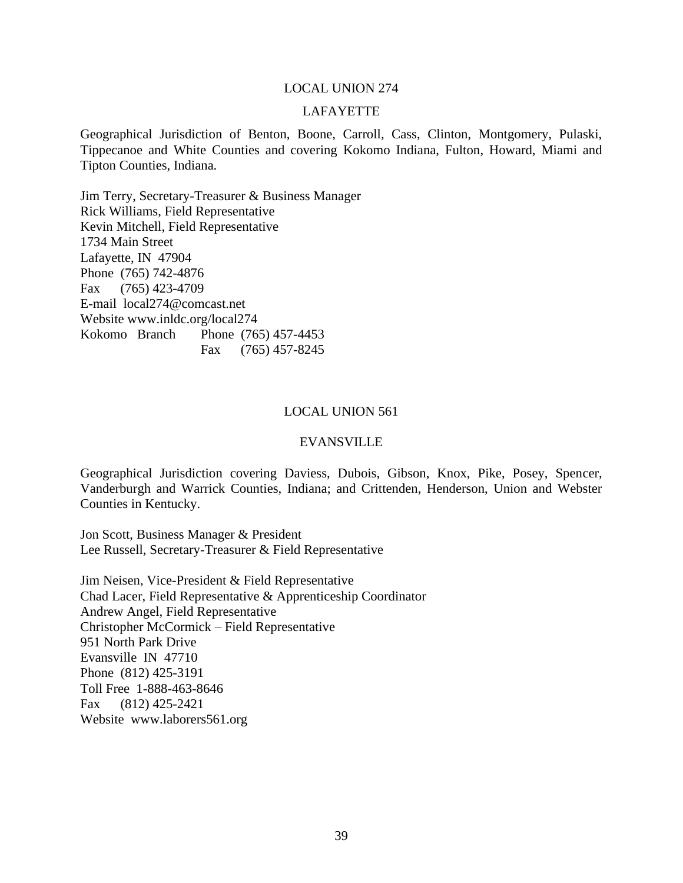## LOCAL UNION 274

## LAFAYETTE

Geographical Jurisdiction of Benton, Boone, Carroll, Cass, Clinton, Montgomery, Pulaski, Tippecanoe and White Counties and covering Kokomo Indiana, Fulton, Howard, Miami and Tipton Counties, Indiana.

Jim Terry, Secretary-Treasurer & Business Manager
Rick Williams, Field Representative
Kevin Mitchell, Field Representative
1734 Main Street
Lafayette, IN 47904
Phone (765) 742-4876
Fax (765) 423-4709
E-mail local274@comcast.net
Website www.inldc.org/local274
Kokomo Branch Phone (765) 457-4453
Fax (765) 457-8245

## LOCAL UNION 561

## EVANSVILLE

Geographical Jurisdiction covering Daviess, Dubois, Gibson, Knox, Pike, Posey, Spencer, Vanderburgh and Warrick Counties, Indiana; and Crittenden, Henderson, Union and Webster Counties in Kentucky.

Jon Scott, Business Manager & President
Lee Russell, Secretary-Treasurer & Field Representative

Jim Neisen, Vice-President & Field Representative
Chad Lacer, Field Representative & Apprenticeship Coordinator
Andrew Angel, Field Representative
Christopher McCormick – Field Representative
951 North Park Drive
Evansville IN 47710
Phone (812) 425-3191
Toll Free 1-888-463-8646
Fax (812) 425-2421
Website www.laborers561.org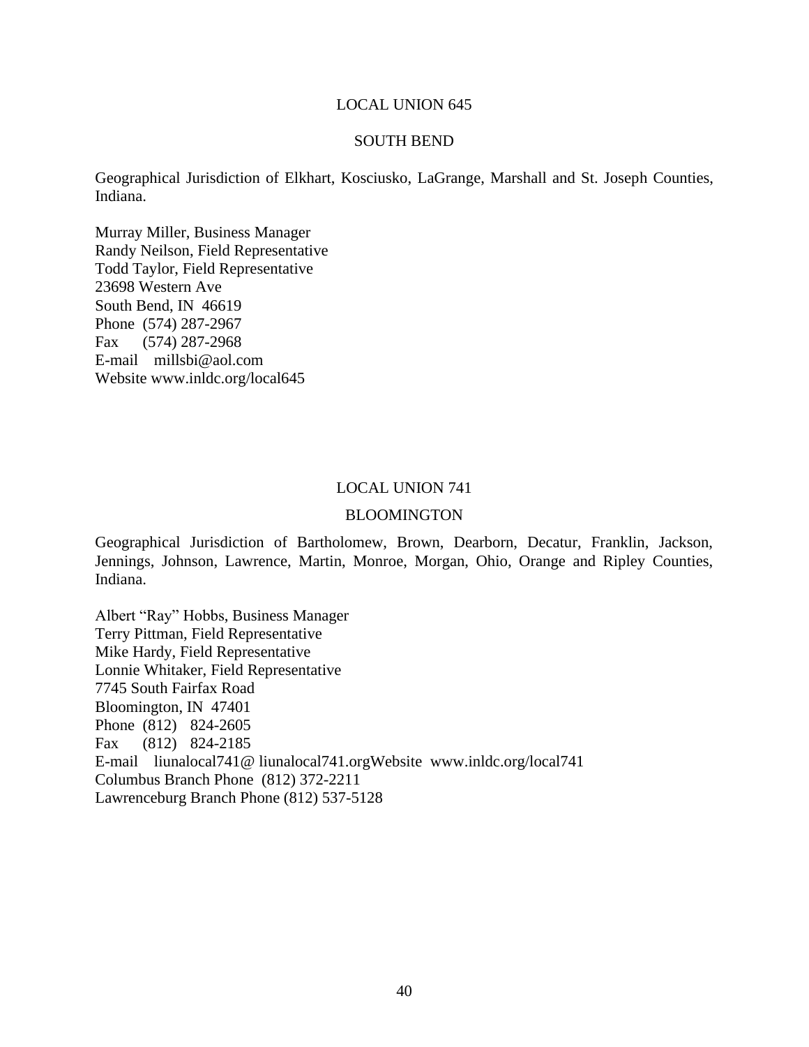LOCAL UNION 645

SOUTH BEND

Geographical Jurisdiction of Elkhart, Kosciusko, LaGrange, Marshall and St. Joseph Counties, Indiana.

Murray Miller, Business Manager
Randy Neilson, Field Representative
Todd Taylor, Field Representative
23698 Western Ave
South Bend, IN 46619
Phone (574) 287-2967
Fax (574) 287-2968
E-mail millsbi@aol.com
Website www.inldc.org/local645

LOCAL UNION 741

BLOOMINGTON

Geographical Jurisdiction of Bartholomew, Brown, Dearborn, Decatur, Franklin, Jackson, Jennings, Johnson, Lawrence, Martin, Monroe, Morgan, Ohio, Orange and Ripley Counties, Indiana.

Albert "Ray" Hobbs, Business Manager
Terry Pittman, Field Representative
Mike Hardy, Field Representative
Lonnie Whitaker, Field Representative
7745 South Fairfax Road
Bloomington, IN 47401
Phone (812) 824-2605
Fax (812) 824-2185
E-mail liunalocal741@ liunalocal741.orgWebsite www.inldc.org/local741
Columbus Branch Phone (812) 372-2211
Lawrenceburg Branch Phone (812) 537-5128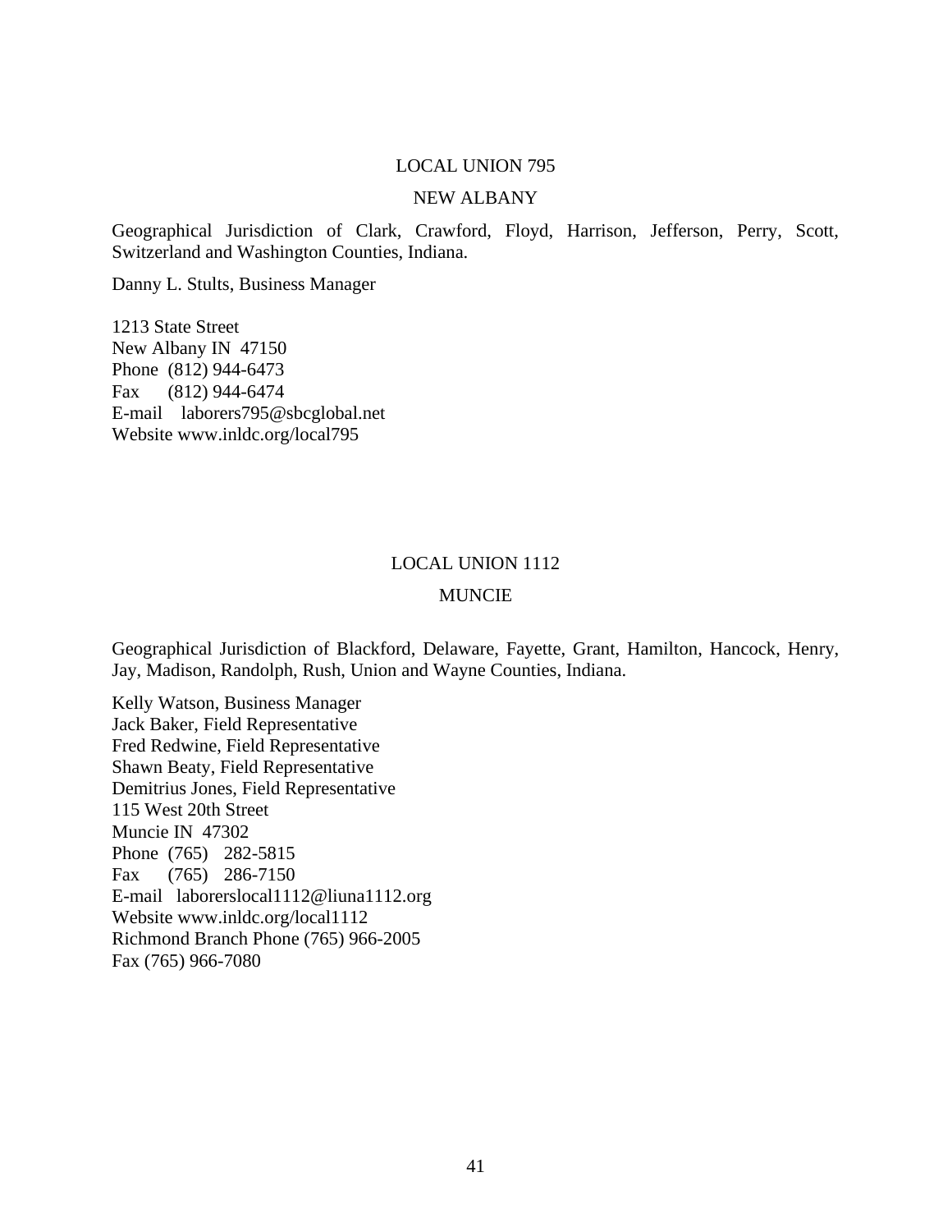## LOCAL UNION 795

## NEW ALBANY

Geographical Jurisdiction of Clark, Crawford, Floyd, Harrison, Jefferson, Perry, Scott, Switzerland and Washington Counties, Indiana.

Danny L. Stults, Business Manager

1213 State Street  
New Albany IN 47150  
Phone (812) 944-6473  
Fax (812) 944-6474  
E-mail laborers795@sbcglobal.net  
Website www.inldc.org/local795

## LOCAL UNION 1112

## MUNCIE

Geographical Jurisdiction of Blackford, Delaware, Fayette, Grant, Hamilton, Hancock, Henry, Jay, Madison, Randolph, Rush, Union and Wayne Counties, Indiana.

Kelly Watson, Business Manager  
Jack Baker, Field Representative  
Fred Redwine, Field Representative  
Shawn Beaty, Field Representative  
Demitrius Jones, Field Representative  
115 West 20th Street  
Muncie IN 47302  
Phone (765) 282-5815  
Fax (765) 286-7150  
E-mail laborerslocal1112@liuna1112.org  
Website www.inldc.org/local1112  
Richmond Branch Phone (765) 966-2005  
Fax (765) 966-7080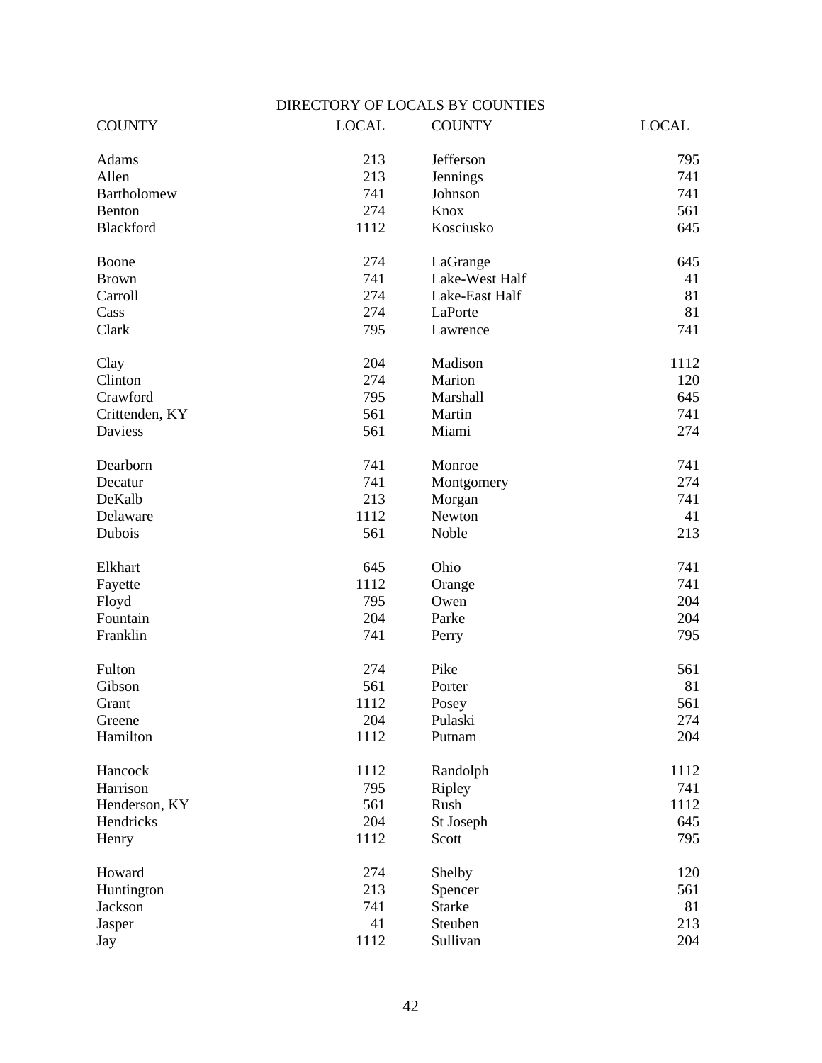## DIRECTORY OF LOCALS BY COUNTIES

| COUNTY | LOCAL | COUNTY | LOCAL |
|---|---|---|---|
| Adams | 213 | Jefferson | 795 |
| Allen | 213 | Jennings | 741 |
| Bartholomew | 741 | Johnson | 741 |
| Benton | 274 | Knox | 561 |
| Blackford | 1112 | Kosciusko | 645 |
| Boone | 274 | LaGrange | 645 |
| Brown | 741 | Lake-West Half | 41 |
| Carroll | 274 | Lake-East Half | 81 |
| Cass | 274 | LaPorte | 81 |
| Clark | 795 | Lawrence | 741 |
| Clay | 204 | Madison | 1112 |
| Clinton | 274 | Marion | 120 |
| Crawford | 795 | Marshall | 645 |
| Crittenden, KY | 561 | Martin | 741 |
| Daviess | 561 | Miami | 274 |
| Dearborn | 741 | Monroe | 741 |
| Decatur | 741 | Montgomery | 274 |
| DeKalb | 213 | Morgan | 741 |
| Delaware | 1112 | Newton | 41 |
| Dubois | 561 | Noble | 213 |
| Elkhart | 645 | Ohio | 741 |
| Fayette | 1112 | Orange | 741 |
| Floyd | 795 | Owen | 204 |
| Fountain | 204 | Parke | 204 |
| Franklin | 741 | Perry | 795 |
| Fulton | 274 | Pike | 561 |
| Gibson | 561 | Porter | 81 |
| Grant | 1112 | Posey | 561 |
| Greene | 204 | Pulaski | 274 |
| Hamilton | 1112 | Putnam | 204 |
| Hancock | 1112 | Randolph | 1112 |
| Harrison | 795 | Ripley | 741 |
| Henderson, KY | 561 | Rush | 1112 |
| Hendricks | 204 | St Joseph | 645 |
| Henry | 1112 | Scott | 795 |
| Howard | 274 | Shelby | 120 |
| Huntington | 213 | Spencer | 561 |
| Jackson | 741 | Starke | 81 |
| Jasper | 41 | Steuben | 213 |
| Jay | 1112 | Sullivan | 204 |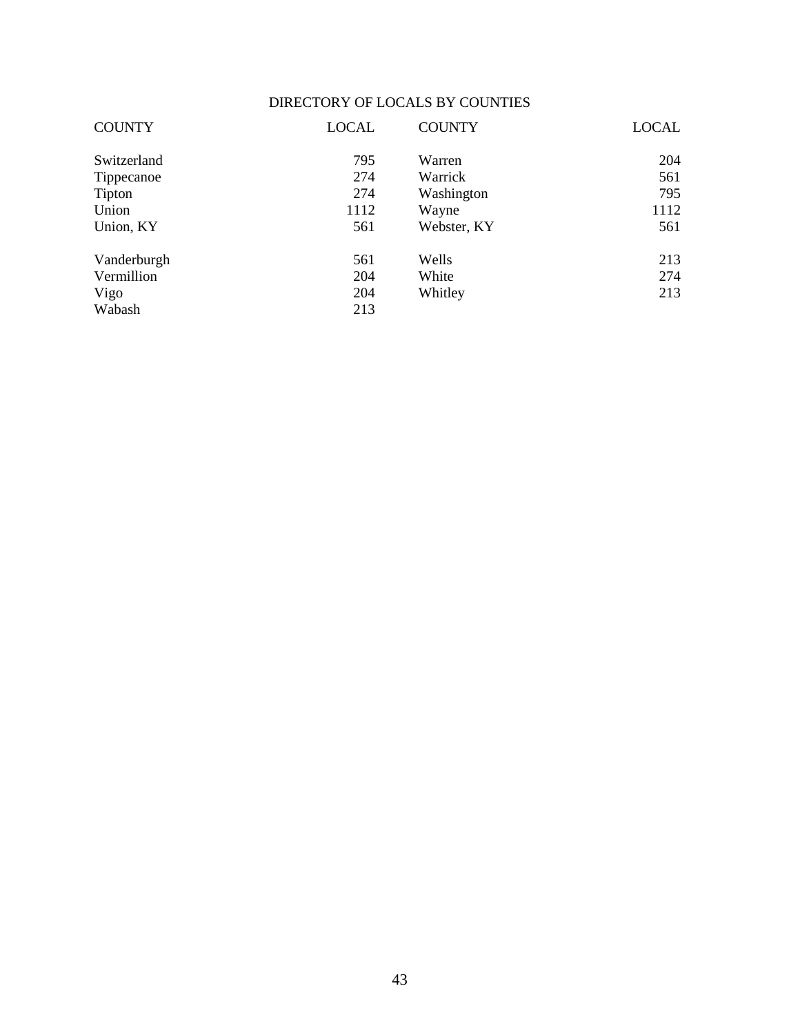## DIRECTORY OF LOCALS BY COUNTIES

| COUNTY | LOCAL | COUNTY | LOCAL |
|---|---|---|---|
| Switzerland | 795 | Warren | 204 |
| Tippecanoe | 274 | Warrick | 561 |
| Tipton | 274 | Washington | 795 |
| Union | 1112 | Wayne | 1112 |
| Union, KY | 561 | Webster, KY | 561 |
| Vanderburgh | 561 | Wells | 213 |
| Vermillion | 204 | White | 274 |
| Vigo | 204 | Whitley | 213 |
| Wabash | 213 | | |